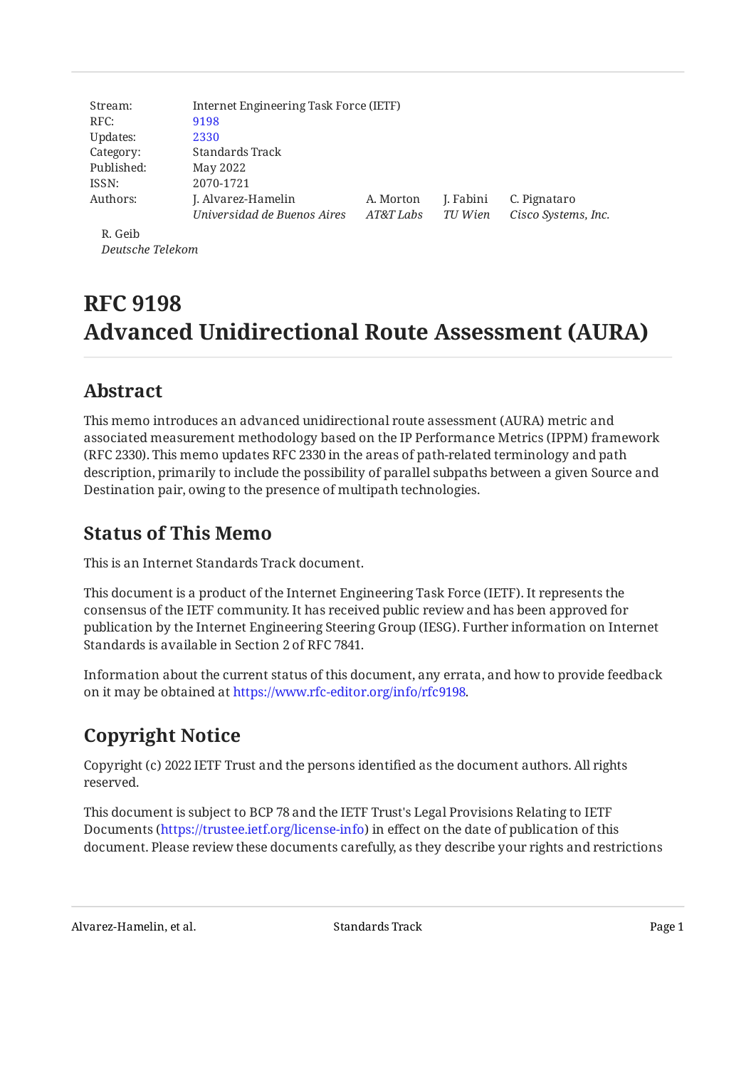Stream: Internet Engineering Task Force (IETF)
RFC: 9198
Updates: 2330
Category: Standards Track
Published: May 2022
ISSN: 2070-1721
Authors: J. Alvarez-Hamelin, *Universidad de Buenos Aires*; A. Morton, *AT&T Labs*; J. Fabini, *TU Wien*; C. Pignataro, *Cisco Systems, Inc.*; R. Geib, *Deutsche Telekom*

# RFC 9198
# Advanced Unidirectional Route Assessment (AURA)

## Abstract

This memo introduces an advanced unidirectional route assessment (AURA) metric and associated measurement methodology based on the IP Performance Metrics (IPPM) framework (RFC 2330). This memo updates RFC 2330 in the areas of path-related terminology and path description, primarily to include the possibility of parallel subpaths between a given Source and Destination pair, owing to the presence of multipath technologies.

## Status of This Memo

This is an Internet Standards Track document.

This document is a product of the Internet Engineering Task Force (IETF). It represents the consensus of the IETF community. It has received public review and has been approved for publication by the Internet Engineering Steering Group (IESG). Further information on Internet Standards is available in Section 2 of RFC 7841.

Information about the current status of this document, any errata, and how to provide feedback on it may be obtained at https://www.rfc-editor.org/info/rfc9198.

## Copyright Notice

Copyright (c) 2022 IETF Trust and the persons identified as the document authors. All rights reserved.

This document is subject to BCP 78 and the IETF Trust's Legal Provisions Relating to IETF Documents (https://trustee.ietf.org/license-info) in effect on the date of publication of this document. Please review these documents carefully, as they describe your rights and restrictions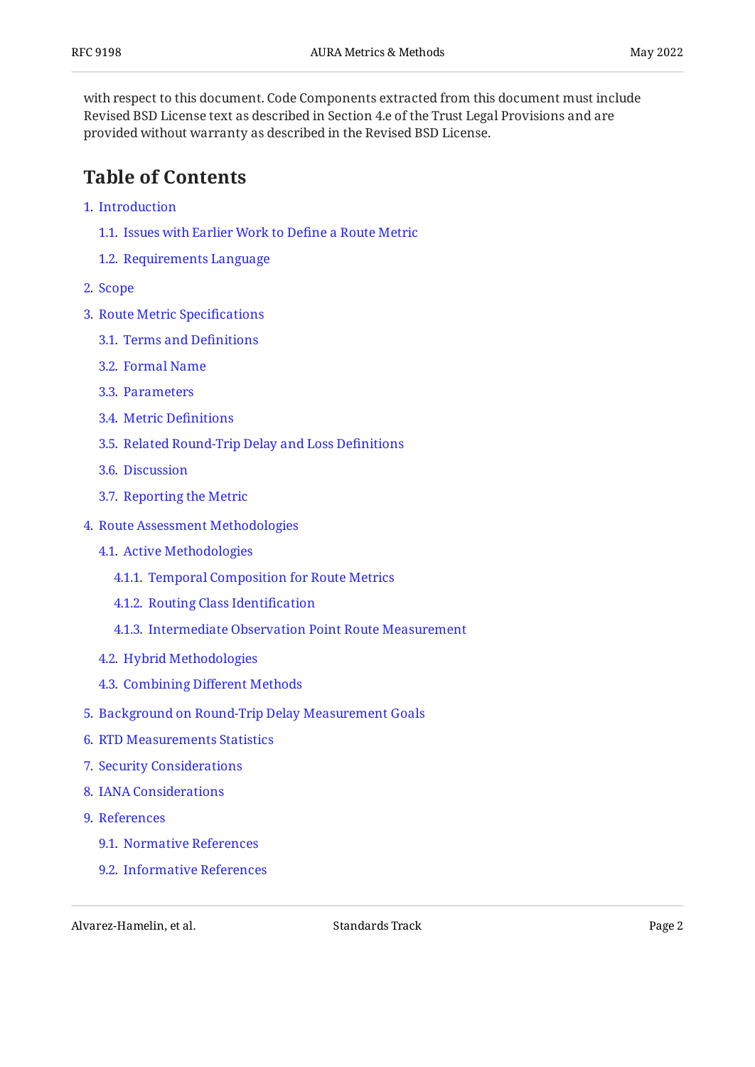with respect to this document. Code Components extracted from this document must include Revised BSD License text as described in Section 4.e of the Trust Legal Provisions and are provided without warranty as described in the Revised BSD License.

## Table of Contents

1. Introduction
   - 1.1. Issues with Earlier Work to Define a Route Metric
   - 1.2. Requirements Language
2. Scope
3. Route Metric Specifications
   - 3.1. Terms and Definitions
   - 3.2. Formal Name
   - 3.3. Parameters
   - 3.4. Metric Definitions
   - 3.5. Related Round-Trip Delay and Loss Definitions
   - 3.6. Discussion
   - 3.7. Reporting the Metric
4. Route Assessment Methodologies
   - 4.1. Active Methodologies
     - 4.1.1. Temporal Composition for Route Metrics
     - 4.1.2. Routing Class Identification
     - 4.1.3. Intermediate Observation Point Route Measurement
   - 4.2. Hybrid Methodologies
   - 4.3. Combining Different Methods
5. Background on Round-Trip Delay Measurement Goals
6. RTD Measurements Statistics
7. Security Considerations
8. IANA Considerations
9. References
   - 9.1. Normative References
   - 9.2. Informative References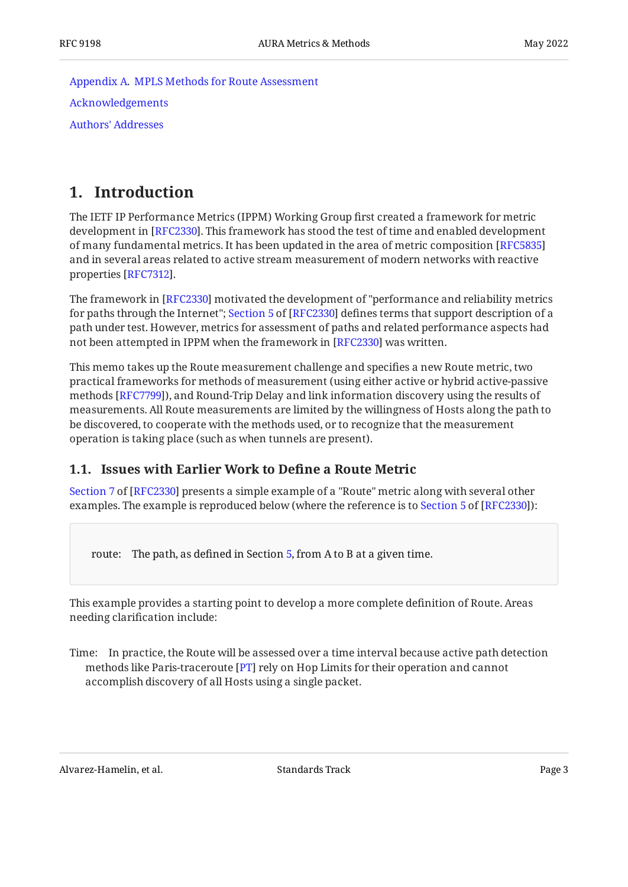Appendix A. MPLS Methods for Route Assessment

Acknowledgements

Authors' Addresses

# 1. Introduction

The IETF IP Performance Metrics (IPPM) Working Group first created a framework for metric development in [RFC2330]. This framework has stood the test of time and enabled development of many fundamental metrics. It has been updated in the area of metric composition [RFC5835] and in several areas related to active stream measurement of modern networks with reactive properties [RFC7312].

The framework in [RFC2330] motivated the development of "performance and reliability metrics for paths through the Internet"; Section 5 of [RFC2330] defines terms that support description of a path under test. However, metrics for assessment of paths and related performance aspects had not been attempted in IPPM when the framework in [RFC2330] was written.

This memo takes up the Route measurement challenge and specifies a new Route metric, two practical frameworks for methods of measurement (using either active or hybrid active-passive methods [RFC7799]), and Round-Trip Delay and link information discovery using the results of measurements. All Route measurements are limited by the willingness of Hosts along the path to be discovered, to cooperate with the methods used, or to recognize that the measurement operation is taking place (such as when tunnels are present).

## 1.1. Issues with Earlier Work to Define a Route Metric

Section 7 of [RFC2330] presents a simple example of a "Route" metric along with several other examples. The example is reproduced below (where the reference is to Section 5 of [RFC2330]):

> route: The path, as defined in Section 5, from A to B at a given time.

This example provides a starting point to develop a more complete definition of Route. Areas needing clarification include:

Time: In practice, the Route will be assessed over a time interval because active path detection methods like Paris-traceroute [PT] rely on Hop Limits for their operation and cannot accomplish discovery of all Hosts using a single packet.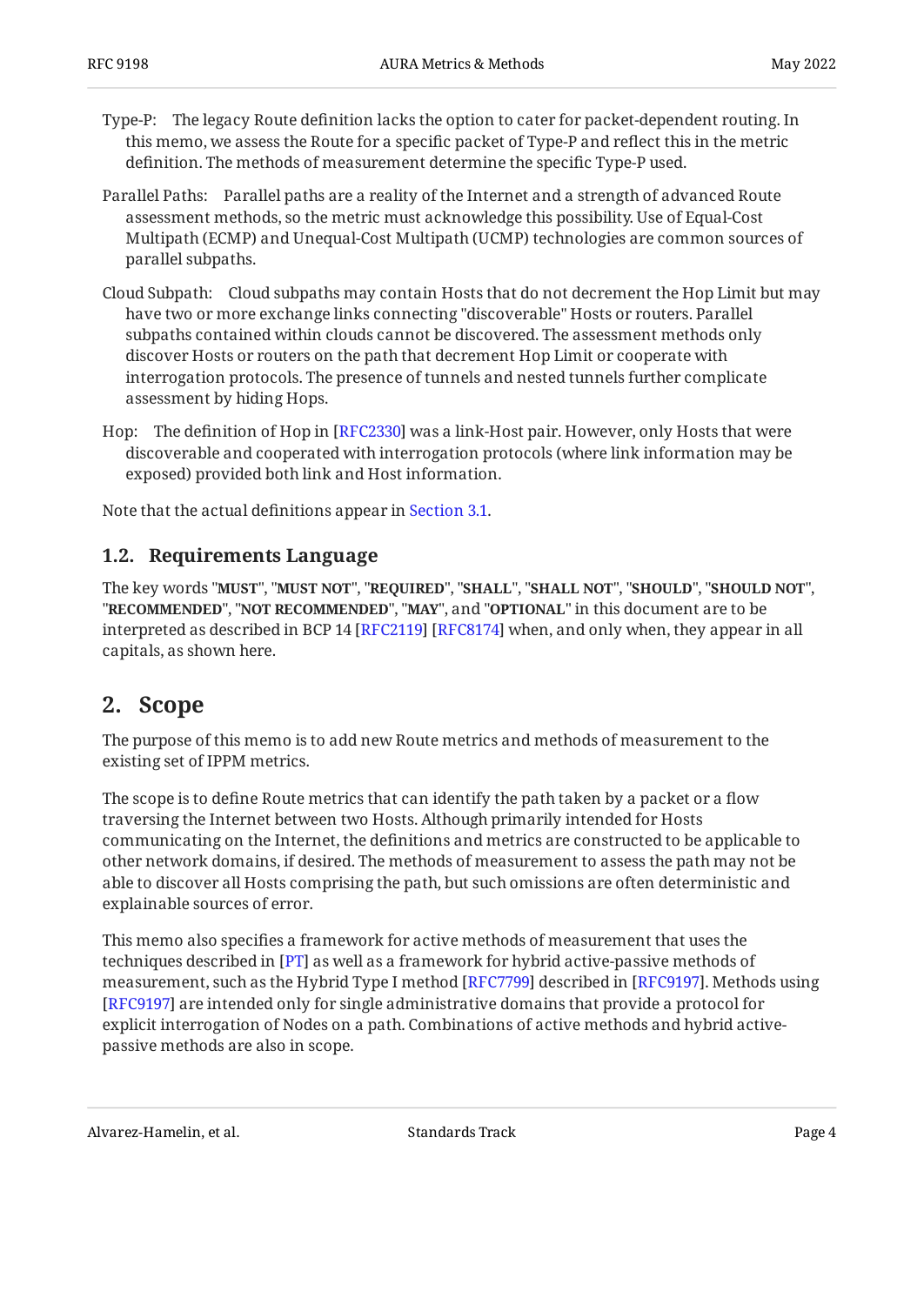Type-P: The legacy Route definition lacks the option to cater for packet-dependent routing. In this memo, we assess the Route for a specific packet of Type-P and reflect this in the metric definition. The methods of measurement determine the specific Type-P used.

Parallel Paths: Parallel paths are a reality of the Internet and a strength of advanced Route assessment methods, so the metric must acknowledge this possibility. Use of Equal-Cost Multipath (ECMP) and Unequal-Cost Multipath (UCMP) technologies are common sources of parallel subpaths.

Cloud Subpath: Cloud subpaths may contain Hosts that do not decrement the Hop Limit but may have two or more exchange links connecting "discoverable" Hosts or routers. Parallel subpaths contained within clouds cannot be discovered. The assessment methods only discover Hosts or routers on the path that decrement Hop Limit or cooperate with interrogation protocols. The presence of tunnels and nested tunnels further complicate assessment by hiding Hops.

Hop: The definition of Hop in [RFC2330] was a link-Host pair. However, only Hosts that were discoverable and cooperated with interrogation protocols (where link information may be exposed) provided both link and Host information.

Note that the actual definitions appear in Section 3.1.

### 1.2. Requirements Language

The key words "**MUST**", "**MUST NOT**", "**REQUIRED**", "**SHALL**", "**SHALL NOT**", "**SHOULD**", "**SHOULD NOT**", "**RECOMMENDED**", "**NOT RECOMMENDED**", "**MAY**", and "**OPTIONAL**" in this document are to be interpreted as described in BCP 14 [RFC2119] [RFC8174] when, and only when, they appear in all capitals, as shown here.

## 2. Scope

The purpose of this memo is to add new Route metrics and methods of measurement to the existing set of IPPM metrics.

The scope is to define Route metrics that can identify the path taken by a packet or a flow traversing the Internet between two Hosts. Although primarily intended for Hosts communicating on the Internet, the definitions and metrics are constructed to be applicable to other network domains, if desired. The methods of measurement to assess the path may not be able to discover all Hosts comprising the path, but such omissions are often deterministic and explainable sources of error.

This memo also specifies a framework for active methods of measurement that uses the techniques described in [PT] as well as a framework for hybrid active-passive methods of measurement, such as the Hybrid Type I method [RFC7799] described in [RFC9197]. Methods using [RFC9197] are intended only for single administrative domains that provide a protocol for explicit interrogation of Nodes on a path. Combinations of active methods and hybrid active-passive methods are also in scope.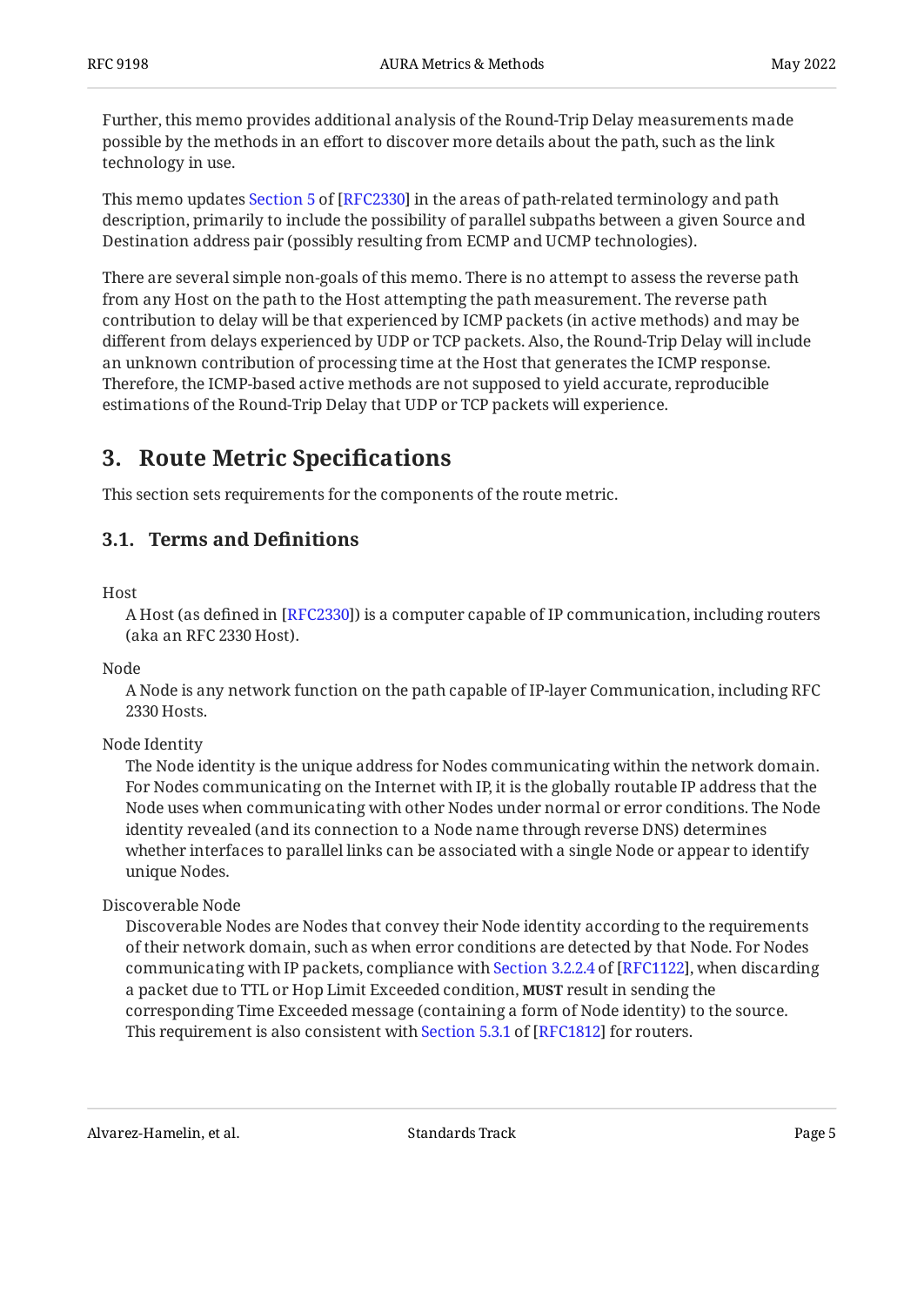Further, this memo provides additional analysis of the Round-Trip Delay measurements made possible by the methods in an effort to discover more details about the path, such as the link technology in use.

This memo updates Section 5 of [RFC2330] in the areas of path-related terminology and path description, primarily to include the possibility of parallel subpaths between a given Source and Destination address pair (possibly resulting from ECMP and UCMP technologies).

There are several simple non-goals of this memo. There is no attempt to assess the reverse path from any Host on the path to the Host attempting the path measurement. The reverse path contribution to delay will be that experienced by ICMP packets (in active methods) and may be different from delays experienced by UDP or TCP packets. Also, the Round-Trip Delay will include an unknown contribution of processing time at the Host that generates the ICMP response. Therefore, the ICMP-based active methods are not supposed to yield accurate, reproducible estimations of the Round-Trip Delay that UDP or TCP packets will experience.

# 3. Route Metric Specifications

This section sets requirements for the components of the route metric.

## 3.1. Terms and Definitions

Host
: A Host (as defined in [RFC2330]) is a computer capable of IP communication, including routers (aka an RFC 2330 Host).

Node
: A Node is any network function on the path capable of IP-layer Communication, including RFC 2330 Hosts.

Node Identity
: The Node identity is the unique address for Nodes communicating within the network domain. For Nodes communicating on the Internet with IP, it is the globally routable IP address that the Node uses when communicating with other Nodes under normal or error conditions. The Node identity revealed (and its connection to a Node name through reverse DNS) determines whether interfaces to parallel links can be associated with a single Node or appear to identify unique Nodes.

Discoverable Node
: Discoverable Nodes are Nodes that convey their Node identity according to the requirements of their network domain, such as when error conditions are detected by that Node. For Nodes communicating with IP packets, compliance with Section 3.2.2.4 of [RFC1122], when discarding a packet due to TTL or Hop Limit Exceeded condition, **MUST** result in sending the corresponding Time Exceeded message (containing a form of Node identity) to the source. This requirement is also consistent with Section 5.3.1 of [RFC1812] for routers.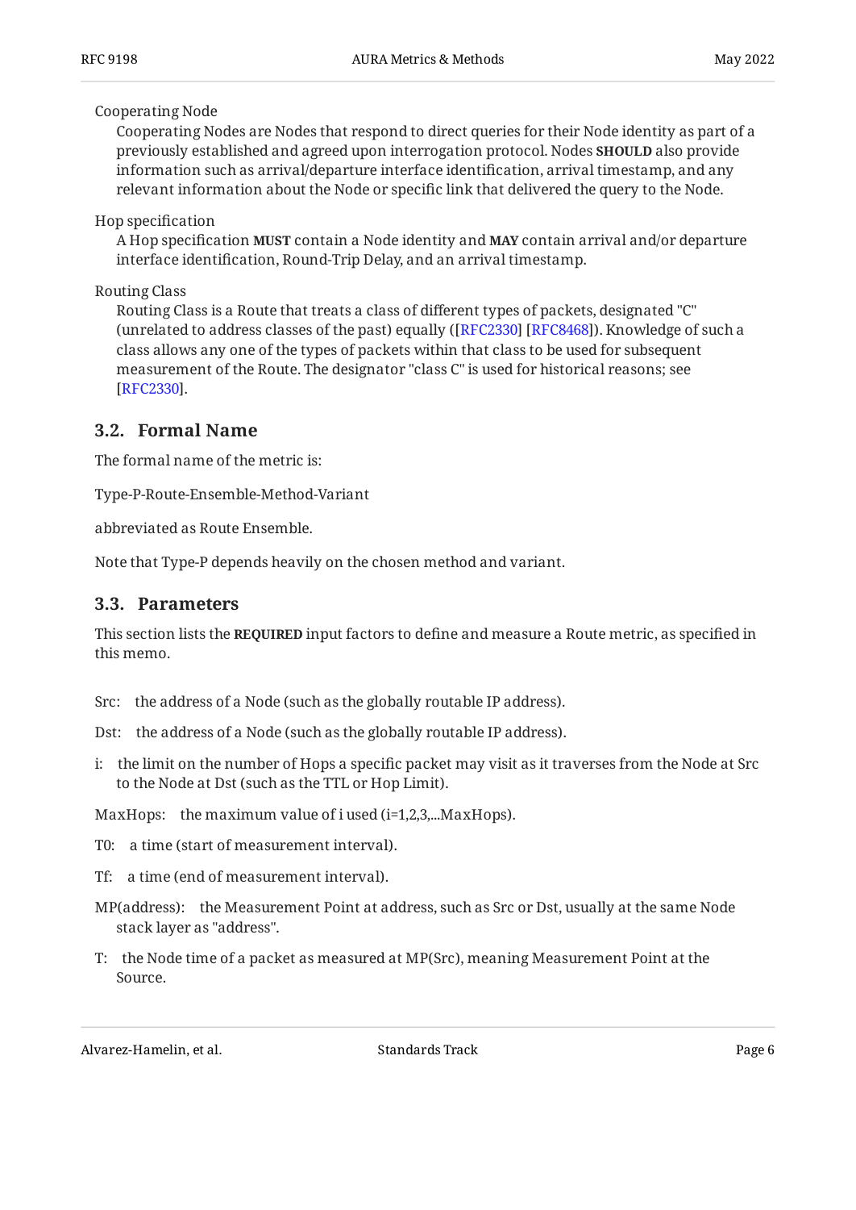Cooperating Node

Cooperating Nodes are Nodes that respond to direct queries for their Node identity as part of a previously established and agreed upon interrogation protocol. Nodes **SHOULD** also provide information such as arrival/departure interface identification, arrival timestamp, and any relevant information about the Node or specific link that delivered the query to the Node.

Hop specification

A Hop specification **MUST** contain a Node identity and **MAY** contain arrival and/or departure interface identification, Round-Trip Delay, and an arrival timestamp.

Routing Class

Routing Class is a Route that treats a class of different types of packets, designated "C" (unrelated to address classes of the past) equally ([RFC2330] [RFC8468]). Knowledge of such a class allows any one of the types of packets within that class to be used for subsequent measurement of the Route. The designator "class C" is used for historical reasons; see [RFC2330].

## 3.2. Formal Name

The formal name of the metric is:

Type-P-Route-Ensemble-Method-Variant

abbreviated as Route Ensemble.

Note that Type-P depends heavily on the chosen method and variant.

## 3.3. Parameters

This section lists the **REQUIRED** input factors to define and measure a Route metric, as specified in this memo.

Src: the address of a Node (such as the globally routable IP address).

Dst: the address of a Node (such as the globally routable IP address).

i: the limit on the number of Hops a specific packet may visit as it traverses from the Node at Src to the Node at Dst (such as the TTL or Hop Limit).

MaxHops: the maximum value of i used (i=1,2,3,...MaxHops).

T0: a time (start of measurement interval).

Tf: a time (end of measurement interval).

MP(address): the Measurement Point at address, such as Src or Dst, usually at the same Node stack layer as "address".

T: the Node time of a packet as measured at MP(Src), meaning Measurement Point at the Source.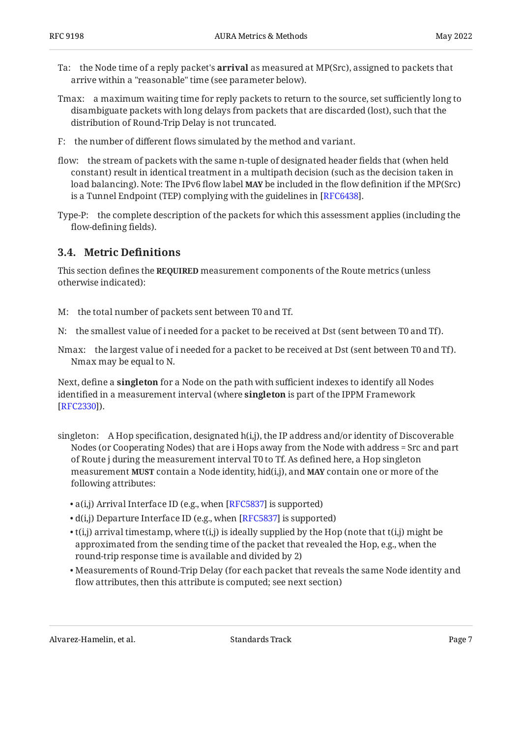Ta: the Node time of a reply packet's **arrival** as measured at MP(Src), assigned to packets that arrive within a "reasonable" time (see parameter below).

Tmax: a maximum waiting time for reply packets to return to the source, set sufficiently long to disambiguate packets with long delays from packets that are discarded (lost), such that the distribution of Round-Trip Delay is not truncated.

F: the number of different flows simulated by the method and variant.

flow: the stream of packets with the same n-tuple of designated header fields that (when held constant) result in identical treatment in a multipath decision (such as the decision taken in load balancing). Note: The IPv6 flow label MAY be included in the flow definition if the MP(Src) is a Tunnel Endpoint (TEP) complying with the guidelines in [RFC6438].

Type-P: the complete description of the packets for which this assessment applies (including the flow-defining fields).

### 3.4. Metric Definitions

This section defines the REQUIRED measurement components of the Route metrics (unless otherwise indicated):

M: the total number of packets sent between T0 and Tf.

N: the smallest value of i needed for a packet to be received at Dst (sent between T0 and Tf).

Nmax: the largest value of i needed for a packet to be received at Dst (sent between T0 and Tf). Nmax may be equal to N.

Next, define a **singleton** for a Node on the path with sufficient indexes to identify all Nodes identified in a measurement interval (where **singleton** is part of the IPPM Framework [RFC2330]).

singleton: A Hop specification, designated h(i,j), the IP address and/or identity of Discoverable Nodes (or Cooperating Nodes) that are i Hops away from the Node with address = Src and part of Route j during the measurement interval T0 to Tf. As defined here, a Hop singleton measurement MUST contain a Node identity, hid(i,j), and MAY contain one or more of the following attributes:

- a(i,j) Arrival Interface ID (e.g., when [RFC5837] is supported)
- d(i,j) Departure Interface ID (e.g., when [RFC5837] is supported)
- t(i,j) arrival timestamp, where t(i,j) is ideally supplied by the Hop (note that t(i,j) might be approximated from the sending time of the packet that revealed the Hop, e.g., when the round-trip response time is available and divided by 2)
- Measurements of Round-Trip Delay (for each packet that reveals the same Node identity and flow attributes, then this attribute is computed; see next section)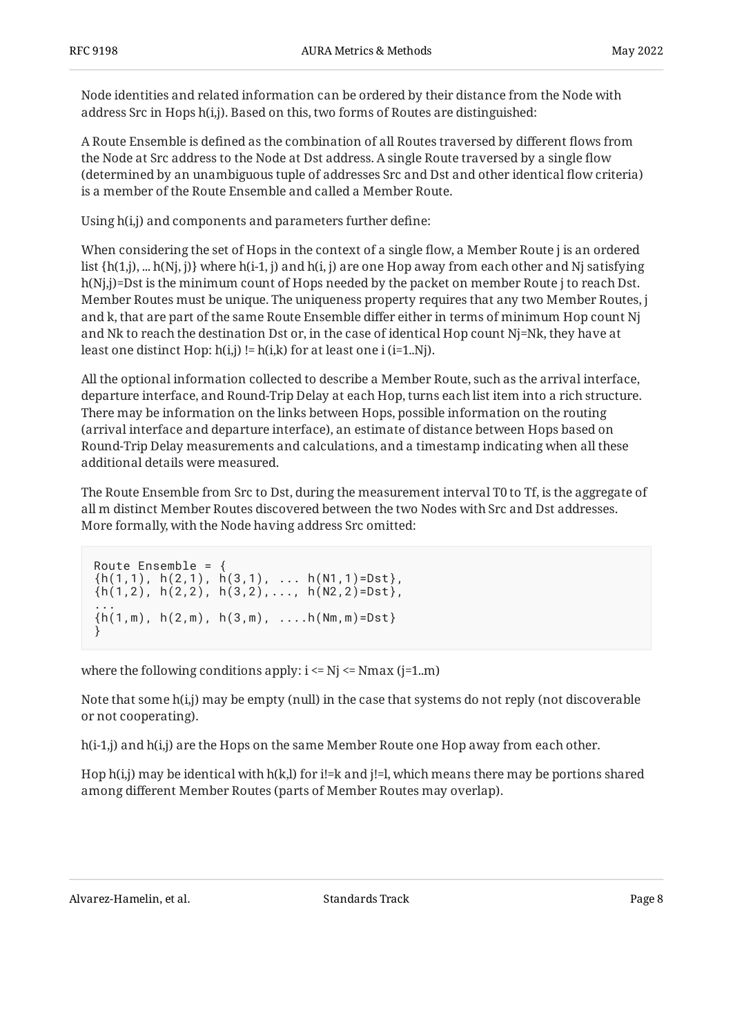Node identities and related information can be ordered by their distance from the Node with address Src in Hops $h(i,j)$. Based on this, two forms of Routes are distinguished:

A Route Ensemble is defined as the combination of all Routes traversed by different flows from the Node at Src address to the Node at Dst address. A single Route traversed by a single flow (determined by an unambiguous tuple of addresses Src and Dst and other identical flow criteria) is a member of the Route Ensemble and called a Member Route.

Using $h(i,j)$ and components and parameters further define:

When considering the set of Hops in the context of a single flow, a Member Route j is an ordered list $\{h(1,j), \ldots h(Nj, j)\}$ where $h(i-1, j)$ and $h(i, j)$ are one Hop away from each other and Nj satisfying $h(Nj,j)$=Dst is the minimum count of Hops needed by the packet on member Route j to reach Dst. Member Routes must be unique. The uniqueness property requires that any two Member Routes, j and k, that are part of the same Route Ensemble differ either in terms of minimum Hop count Nj and Nk to reach the destination Dst or, in the case of identical Hop count Nj=Nk, they have at least one distinct Hop: $h(i,j) \neq h(i,k)$ for at least one i (i=1..Nj).

All the optional information collected to describe a Member Route, such as the arrival interface, departure interface, and Round-Trip Delay at each Hop, turns each list item into a rich structure. There may be information on the links between Hops, possible information on the routing (arrival interface and departure interface), an estimate of distance between Hops based on Round-Trip Delay measurements and calculations, and a timestamp indicating when all these additional details were measured.

The Route Ensemble from Src to Dst, during the measurement interval T0 to Tf, is the aggregate of all m distinct Member Routes discovered between the two Nodes with Src and Dst addresses. More formally, with the Node having address Src omitted:

```
Route Ensemble = {
{h(1,1), h(2,1), h(3,1), ... h(N1,1)=Dst},
{h(1,2), h(2,2), h(3,2),..., h(N2,2)=Dst},
...
{h(1,m), h(2,m), h(3,m), ....h(Nm,m)=Dst}
}
```

where the following conditions apply: $i \leq Nj \leq Nmax$ (j=1..m)

Note that some $h(i,j)$ may be empty (null) in the case that systems do not reply (not discoverable or not cooperating).

$h(i-1,j)$ and $h(i,j)$ are the Hops on the same Member Route one Hop away from each other.

Hop $h(i,j)$ may be identical with $h(k,l)$ for i!=k and j!=l, which means there may be portions shared among different Member Routes (parts of Member Routes may overlap).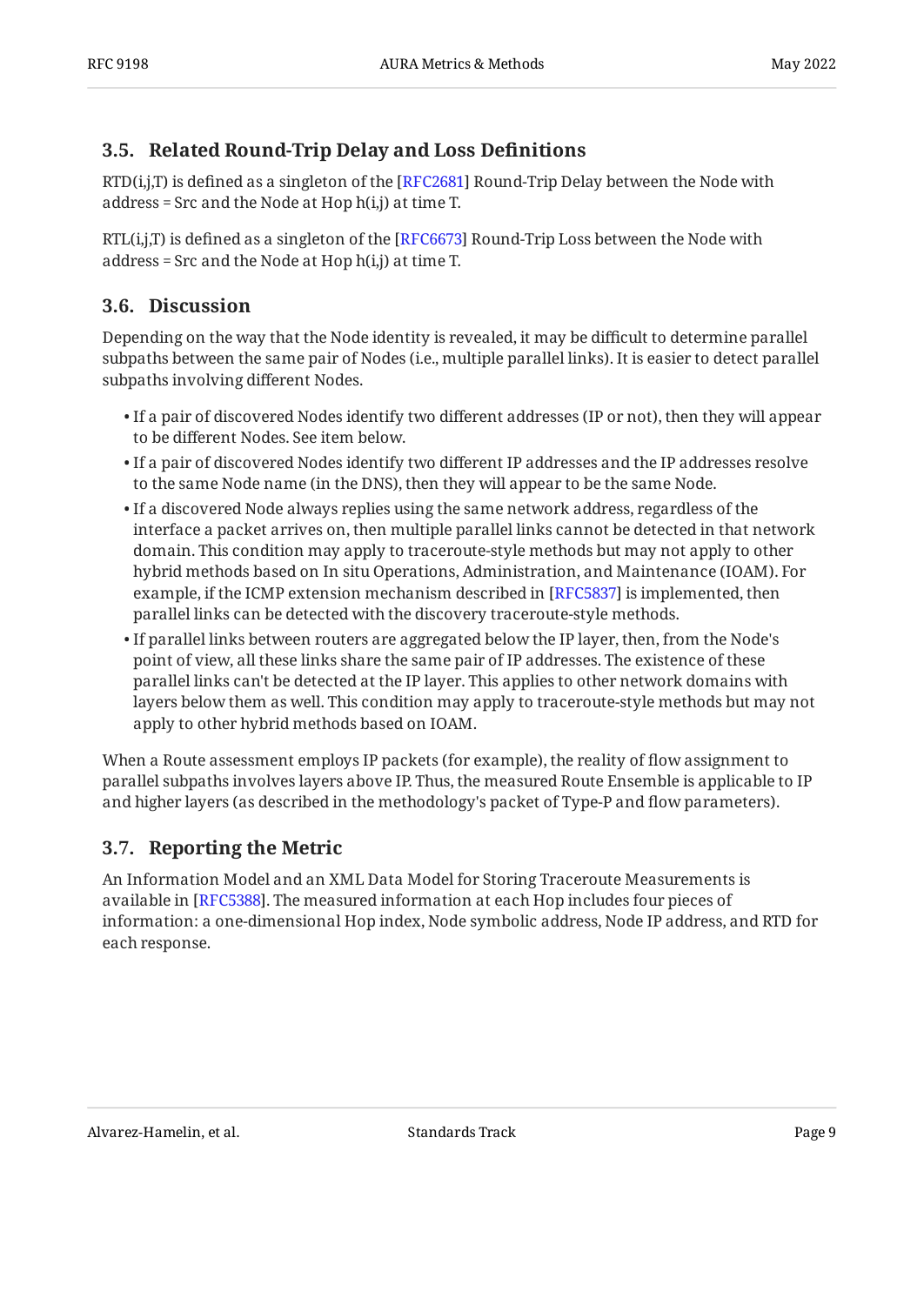### 3.5. Related Round-Trip Delay and Loss Definitions

RTD(i,j,T) is defined as a singleton of the [RFC2681] Round-Trip Delay between the Node with address = Src and the Node at Hop h(i,j) at time T.

RTL(i,j,T) is defined as a singleton of the [RFC6673] Round-Trip Loss between the Node with address = Src and the Node at Hop h(i,j) at time T.

### 3.6. Discussion

Depending on the way that the Node identity is revealed, it may be difficult to determine parallel subpaths between the same pair of Nodes (i.e., multiple parallel links). It is easier to detect parallel subpaths involving different Nodes.

- If a pair of discovered Nodes identify two different addresses (IP or not), then they will appear to be different Nodes. See item below.
- If a pair of discovered Nodes identify two different IP addresses and the IP addresses resolve to the same Node name (in the DNS), then they will appear to be the same Node.
- If a discovered Node always replies using the same network address, regardless of the interface a packet arrives on, then multiple parallel links cannot be detected in that network domain. This condition may apply to traceroute-style methods but may not apply to other hybrid methods based on In situ Operations, Administration, and Maintenance (IOAM). For example, if the ICMP extension mechanism described in [RFC5837] is implemented, then parallel links can be detected with the discovery traceroute-style methods.
- If parallel links between routers are aggregated below the IP layer, then, from the Node's point of view, all these links share the same pair of IP addresses. The existence of these parallel links can't be detected at the IP layer. This applies to other network domains with layers below them as well. This condition may apply to traceroute-style methods but may not apply to other hybrid methods based on IOAM.

When a Route assessment employs IP packets (for example), the reality of flow assignment to parallel subpaths involves layers above IP. Thus, the measured Route Ensemble is applicable to IP and higher layers (as described in the methodology's packet of Type-P and flow parameters).

### 3.7. Reporting the Metric

An Information Model and an XML Data Model for Storing Traceroute Measurements is available in [RFC5388]. The measured information at each Hop includes four pieces of information: a one-dimensional Hop index, Node symbolic address, Node IP address, and RTD for each response.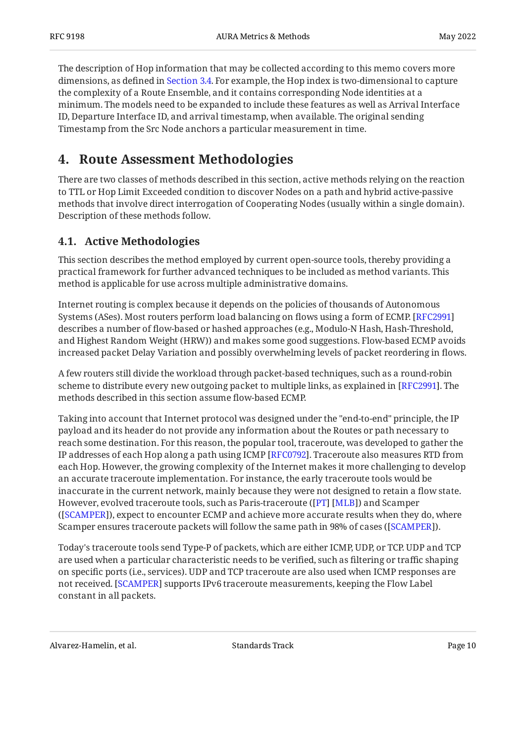The description of Hop information that may be collected according to this memo covers more dimensions, as defined in Section 3.4. For example, the Hop index is two-dimensional to capture the complexity of a Route Ensemble, and it contains corresponding Node identities at a minimum. The models need to be expanded to include these features as well as Arrival Interface ID, Departure Interface ID, and arrival timestamp, when available. The original sending Timestamp from the Src Node anchors a particular measurement in time.

## 4. Route Assessment Methodologies

There are two classes of methods described in this section, active methods relying on the reaction to TTL or Hop Limit Exceeded condition to discover Nodes on a path and hybrid active-passive methods that involve direct interrogation of Cooperating Nodes (usually within a single domain). Description of these methods follow.

### 4.1. Active Methodologies

This section describes the method employed by current open-source tools, thereby providing a practical framework for further advanced techniques to be included as method variants. This method is applicable for use across multiple administrative domains.

Internet routing is complex because it depends on the policies of thousands of Autonomous Systems (ASes). Most routers perform load balancing on flows using a form of ECMP. [RFC2991] describes a number of flow-based or hashed approaches (e.g., Modulo-N Hash, Hash-Threshold, and Highest Random Weight (HRW)) and makes some good suggestions. Flow-based ECMP avoids increased packet Delay Variation and possibly overwhelming levels of packet reordering in flows.

A few routers still divide the workload through packet-based techniques, such as a round-robin scheme to distribute every new outgoing packet to multiple links, as explained in [RFC2991]. The methods described in this section assume flow-based ECMP.

Taking into account that Internet protocol was designed under the "end-to-end" principle, the IP payload and its header do not provide any information about the Routes or path necessary to reach some destination. For this reason, the popular tool, traceroute, was developed to gather the IP addresses of each Hop along a path using ICMP [RFC0792]. Traceroute also measures RTD from each Hop. However, the growing complexity of the Internet makes it more challenging to develop an accurate traceroute implementation. For instance, the early traceroute tools would be inaccurate in the current network, mainly because they were not designed to retain a flow state. However, evolved traceroute tools, such as Paris-traceroute ([PT] [MLB]) and Scamper ([SCAMPER]), expect to encounter ECMP and achieve more accurate results when they do, where Scamper ensures traceroute packets will follow the same path in 98% of cases ([SCAMPER]).

Today's traceroute tools send Type-P of packets, which are either ICMP, UDP, or TCP. UDP and TCP are used when a particular characteristic needs to be verified, such as filtering or traffic shaping on specific ports (i.e., services). UDP and TCP traceroute are also used when ICMP responses are not received. [SCAMPER] supports IPv6 traceroute measurements, keeping the Flow Label constant in all packets.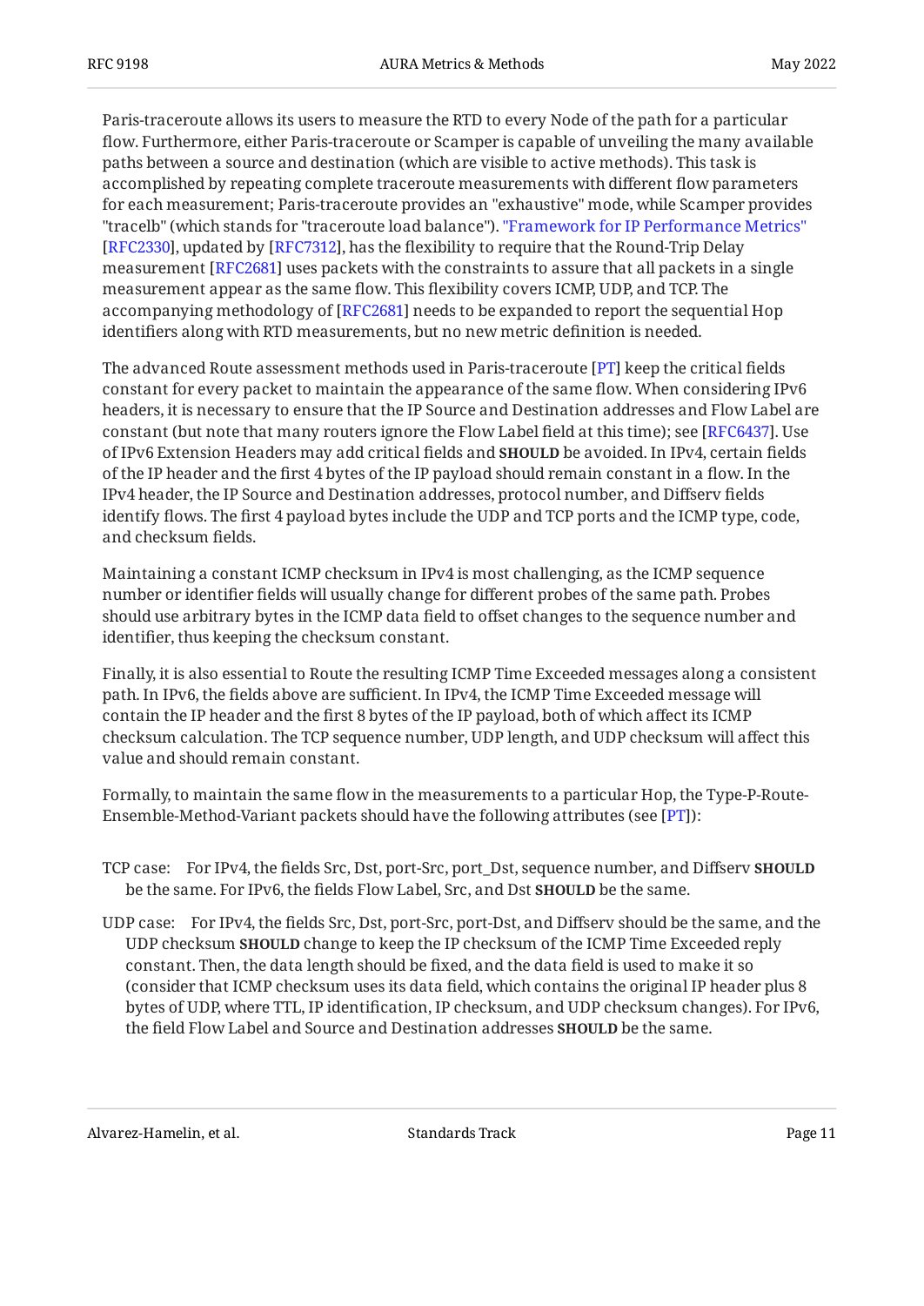Paris-traceroute allows its users to measure the RTD to every Node of the path for a particular flow. Furthermore, either Paris-traceroute or Scamper is capable of unveiling the many available paths between a source and destination (which are visible to active methods). This task is accomplished by repeating complete traceroute measurements with different flow parameters for each measurement; Paris-traceroute provides an "exhaustive" mode, while Scamper provides "tracelb" (which stands for "traceroute load balance"). "Framework for IP Performance Metrics" [RFC2330], updated by [RFC7312], has the flexibility to require that the Round-Trip Delay measurement [RFC2681] uses packets with the constraints to assure that all packets in a single measurement appear as the same flow. This flexibility covers ICMP, UDP, and TCP. The accompanying methodology of [RFC2681] needs to be expanded to report the sequential Hop identifiers along with RTD measurements, but no new metric definition is needed.

The advanced Route assessment methods used in Paris-traceroute [PT] keep the critical fields constant for every packet to maintain the appearance of the same flow. When considering IPv6 headers, it is necessary to ensure that the IP Source and Destination addresses and Flow Label are constant (but note that many routers ignore the Flow Label field at this time); see [RFC6437]. Use of IPv6 Extension Headers may add critical fields and **SHOULD** be avoided. In IPv4, certain fields of the IP header and the first 4 bytes of the IP payload should remain constant in a flow. In the IPv4 header, the IP Source and Destination addresses, protocol number, and Diffserv fields identify flows. The first 4 payload bytes include the UDP and TCP ports and the ICMP type, code, and checksum fields.

Maintaining a constant ICMP checksum in IPv4 is most challenging, as the ICMP sequence number or identifier fields will usually change for different probes of the same path. Probes should use arbitrary bytes in the ICMP data field to offset changes to the sequence number and identifier, thus keeping the checksum constant.

Finally, it is also essential to Route the resulting ICMP Time Exceeded messages along a consistent path. In IPv6, the fields above are sufficient. In IPv4, the ICMP Time Exceeded message will contain the IP header and the first 8 bytes of the IP payload, both of which affect its ICMP checksum calculation. The TCP sequence number, UDP length, and UDP checksum will affect this value and should remain constant.

Formally, to maintain the same flow in the measurements to a particular Hop, the Type-P-Route-Ensemble-Method-Variant packets should have the following attributes (see [PT]):

TCP case: For IPv4, the fields Src, Dst, port-Src, port_Dst, sequence number, and Diffserv **SHOULD** be the same. For IPv6, the fields Flow Label, Src, and Dst **SHOULD** be the same.

UDP case: For IPv4, the fields Src, Dst, port-Src, port-Dst, and Diffserv should be the same, and the UDP checksum **SHOULD** change to keep the IP checksum of the ICMP Time Exceeded reply constant. Then, the data length should be fixed, and the data field is used to make it so (consider that ICMP checksum uses its data field, which contains the original IP header plus 8 bytes of UDP, where TTL, IP identification, IP checksum, and UDP checksum changes). For IPv6, the field Flow Label and Source and Destination addresses **SHOULD** be the same.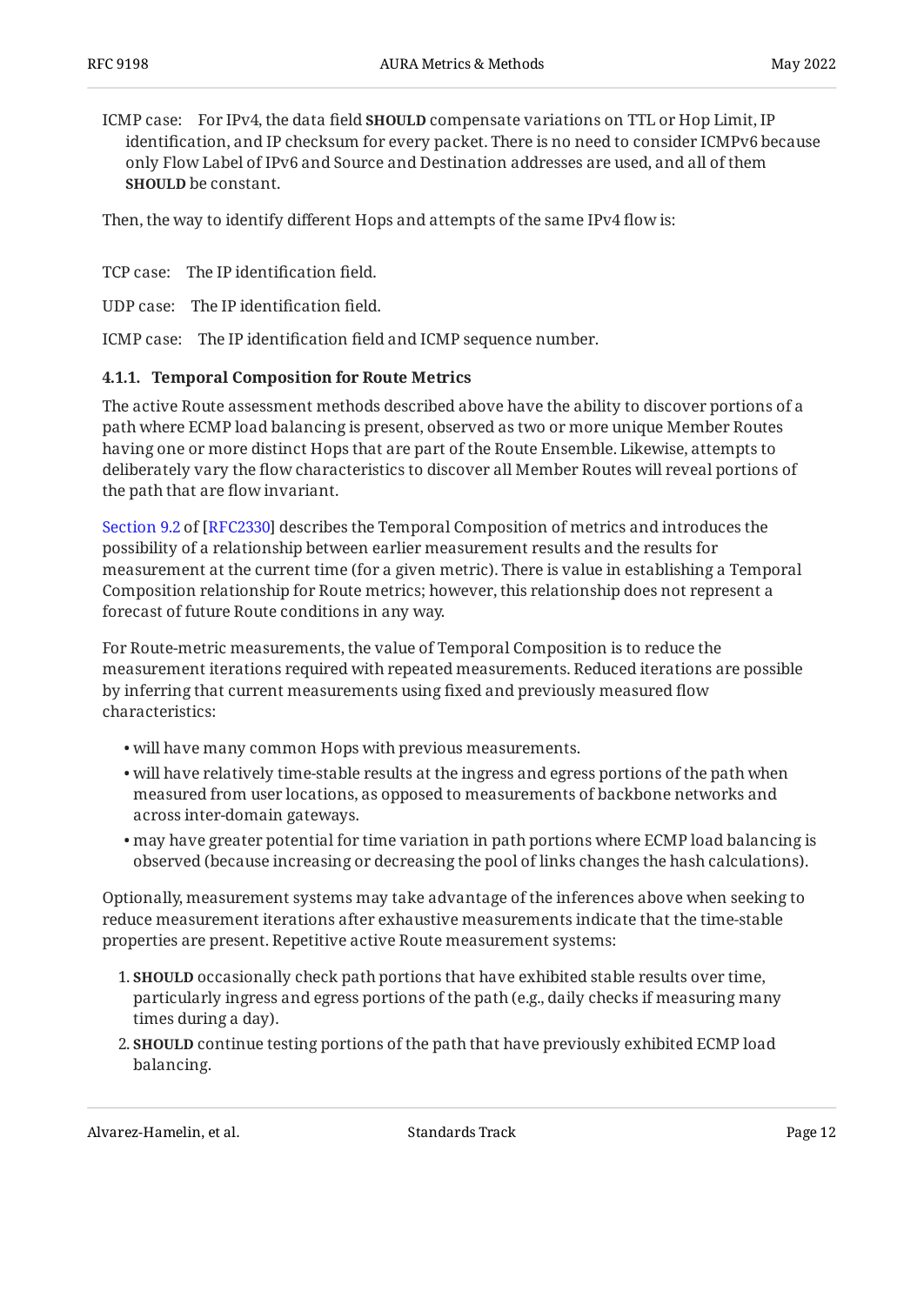ICMP case: For IPv4, the data field **SHOULD** compensate variations on TTL or Hop Limit, IP identification, and IP checksum for every packet. There is no need to consider ICMPv6 because only Flow Label of IPv6 and Source and Destination addresses are used, and all of them **SHOULD** be constant.

Then, the way to identify different Hops and attempts of the same IPv4 flow is:

TCP case: The IP identification field.

UDP case: The IP identification field.

ICMP case: The IP identification field and ICMP sequence number.

#### 4.1.1. Temporal Composition for Route Metrics

The active Route assessment methods described above have the ability to discover portions of a path where ECMP load balancing is present, observed as two or more unique Member Routes having one or more distinct Hops that are part of the Route Ensemble. Likewise, attempts to deliberately vary the flow characteristics to discover all Member Routes will reveal portions of the path that are flow invariant.

Section 9.2 of [RFC2330] describes the Temporal Composition of metrics and introduces the possibility of a relationship between earlier measurement results and the results for measurement at the current time (for a given metric). There is value in establishing a Temporal Composition relationship for Route metrics; however, this relationship does not represent a forecast of future Route conditions in any way.

For Route-metric measurements, the value of Temporal Composition is to reduce the measurement iterations required with repeated measurements. Reduced iterations are possible by inferring that current measurements using fixed and previously measured flow characteristics:

- will have many common Hops with previous measurements.
- will have relatively time-stable results at the ingress and egress portions of the path when measured from user locations, as opposed to measurements of backbone networks and across inter-domain gateways.
- may have greater potential for time variation in path portions where ECMP load balancing is observed (because increasing or decreasing the pool of links changes the hash calculations).

Optionally, measurement systems may take advantage of the inferences above when seeking to reduce measurement iterations after exhaustive measurements indicate that the time-stable properties are present. Repetitive active Route measurement systems:

1. **SHOULD** occasionally check path portions that have exhibited stable results over time, particularly ingress and egress portions of the path (e.g., daily checks if measuring many times during a day).
2. **SHOULD** continue testing portions of the path that have previously exhibited ECMP load balancing.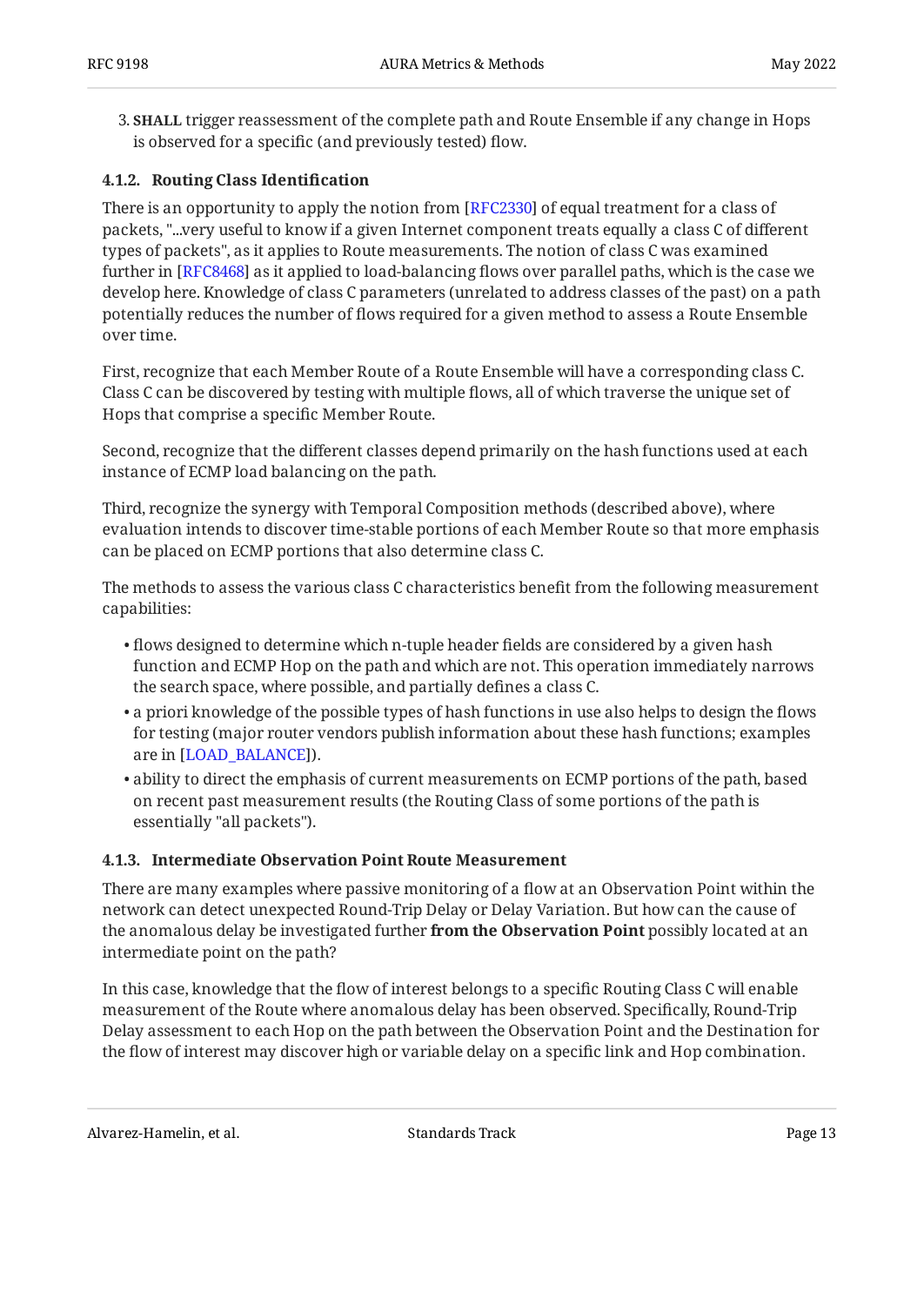3. **SHALL** trigger reassessment of the complete path and Route Ensemble if any change in Hops is observed for a specific (and previously tested) flow.

#### 4.1.2. Routing Class Identification

There is an opportunity to apply the notion from [RFC2330] of equal treatment for a class of packets, "...very useful to know if a given Internet component treats equally a class C of different types of packets", as it applies to Route measurements. The notion of class C was examined further in [RFC8468] as it applied to load-balancing flows over parallel paths, which is the case we develop here. Knowledge of class C parameters (unrelated to address classes of the past) on a path potentially reduces the number of flows required for a given method to assess a Route Ensemble over time.

First, recognize that each Member Route of a Route Ensemble will have a corresponding class C. Class C can be discovered by testing with multiple flows, all of which traverse the unique set of Hops that comprise a specific Member Route.

Second, recognize that the different classes depend primarily on the hash functions used at each instance of ECMP load balancing on the path.

Third, recognize the synergy with Temporal Composition methods (described above), where evaluation intends to discover time-stable portions of each Member Route so that more emphasis can be placed on ECMP portions that also determine class C.

The methods to assess the various class C characteristics benefit from the following measurement capabilities:

- flows designed to determine which n-tuple header fields are considered by a given hash function and ECMP Hop on the path and which are not. This operation immediately narrows the search space, where possible, and partially defines a class C.
- a priori knowledge of the possible types of hash functions in use also helps to design the flows for testing (major router vendors publish information about these hash functions; examples are in [LOAD_BALANCE]).
- ability to direct the emphasis of current measurements on ECMP portions of the path, based on recent past measurement results (the Routing Class of some portions of the path is essentially "all packets").

#### 4.1.3. Intermediate Observation Point Route Measurement

There are many examples where passive monitoring of a flow at an Observation Point within the network can detect unexpected Round-Trip Delay or Delay Variation. But how can the cause of the anomalous delay be investigated further **from the Observation Point** possibly located at an intermediate point on the path?

In this case, knowledge that the flow of interest belongs to a specific Routing Class C will enable measurement of the Route where anomalous delay has been observed. Specifically, Round-Trip Delay assessment to each Hop on the path between the Observation Point and the Destination for the flow of interest may discover high or variable delay on a specific link and Hop combination.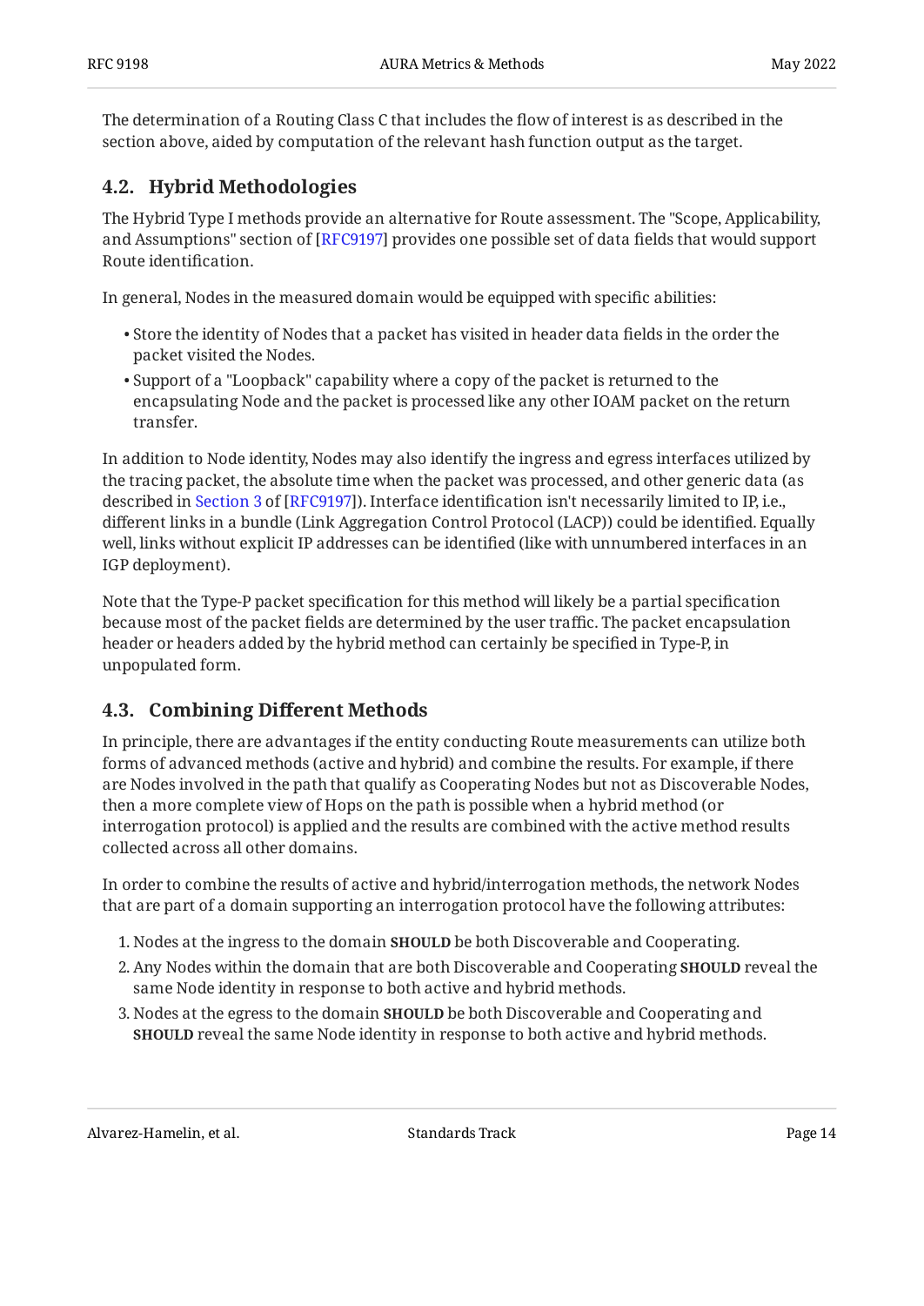The determination of a Routing Class C that includes the flow of interest is as described in the section above, aided by computation of the relevant hash function output as the target.

### 4.2. Hybrid Methodologies

The Hybrid Type I methods provide an alternative for Route assessment. The "Scope, Applicability, and Assumptions" section of [RFC9197] provides one possible set of data fields that would support Route identification.

In general, Nodes in the measured domain would be equipped with specific abilities:

- Store the identity of Nodes that a packet has visited in header data fields in the order the packet visited the Nodes.
- Support of a "Loopback" capability where a copy of the packet is returned to the encapsulating Node and the packet is processed like any other IOAM packet on the return transfer.

In addition to Node identity, Nodes may also identify the ingress and egress interfaces utilized by the tracing packet, the absolute time when the packet was processed, and other generic data (as described in Section 3 of [RFC9197]). Interface identification isn't necessarily limited to IP, i.e., different links in a bundle (Link Aggregation Control Protocol (LACP)) could be identified. Equally well, links without explicit IP addresses can be identified (like with unnumbered interfaces in an IGP deployment).

Note that the Type-P packet specification for this method will likely be a partial specification because most of the packet fields are determined by the user traffic. The packet encapsulation header or headers added by the hybrid method can certainly be specified in Type-P, in unpopulated form.

### 4.3. Combining Different Methods

In principle, there are advantages if the entity conducting Route measurements can utilize both forms of advanced methods (active and hybrid) and combine the results. For example, if there are Nodes involved in the path that qualify as Cooperating Nodes but not as Discoverable Nodes, then a more complete view of Hops on the path is possible when a hybrid method (or interrogation protocol) is applied and the results are combined with the active method results collected across all other domains.

In order to combine the results of active and hybrid/interrogation methods, the network Nodes that are part of a domain supporting an interrogation protocol have the following attributes:

1. Nodes at the ingress to the domain **SHOULD** be both Discoverable and Cooperating.
2. Any Nodes within the domain that are both Discoverable and Cooperating **SHOULD** reveal the same Node identity in response to both active and hybrid methods.
3. Nodes at the egress to the domain **SHOULD** be both Discoverable and Cooperating and **SHOULD** reveal the same Node identity in response to both active and hybrid methods.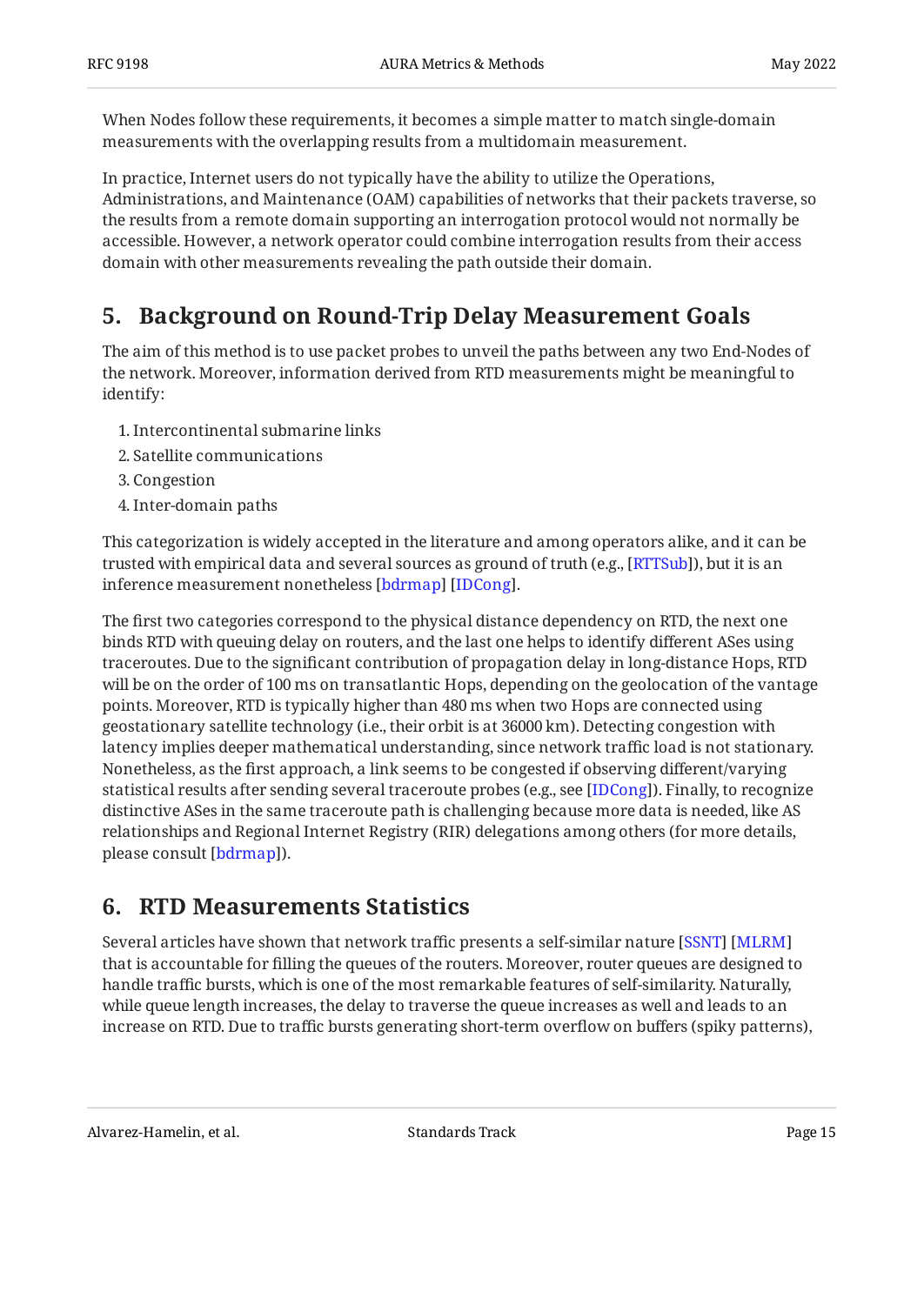When Nodes follow these requirements, it becomes a simple matter to match single-domain measurements with the overlapping results from a multidomain measurement.

In practice, Internet users do not typically have the ability to utilize the Operations, Administrations, and Maintenance (OAM) capabilities of networks that their packets traverse, so the results from a remote domain supporting an interrogation protocol would not normally be accessible. However, a network operator could combine interrogation results from their access domain with other measurements revealing the path outside their domain.

## 5. Background on Round-Trip Delay Measurement Goals

The aim of this method is to use packet probes to unveil the paths between any two End-Nodes of the network. Moreover, information derived from RTD measurements might be meaningful to identify:

1. Intercontinental submarine links
2. Satellite communications
3. Congestion
4. Inter-domain paths

This categorization is widely accepted in the literature and among operators alike, and it can be trusted with empirical data and several sources as ground of truth (e.g., [RTTSub]), but it is an inference measurement nonetheless [bdrmap] [IDCong].

The first two categories correspond to the physical distance dependency on RTD, the next one binds RTD with queuing delay on routers, and the last one helps to identify different ASes using traceroutes. Due to the significant contribution of propagation delay in long-distance Hops, RTD will be on the order of 100 ms on transatlantic Hops, depending on the geolocation of the vantage points. Moreover, RTD is typically higher than 480 ms when two Hops are connected using geostationary satellite technology (i.e., their orbit is at 36000 km). Detecting congestion with latency implies deeper mathematical understanding, since network traffic load is not stationary. Nonetheless, as the first approach, a link seems to be congested if observing different/varying statistical results after sending several traceroute probes (e.g., see [IDCong]). Finally, to recognize distinctive ASes in the same traceroute path is challenging because more data is needed, like AS relationships and Regional Internet Registry (RIR) delegations among others (for more details, please consult [bdrmap]).

## 6. RTD Measurements Statistics

Several articles have shown that network traffic presents a self-similar nature [SSNT] [MLRM] that is accountable for filling the queues of the routers. Moreover, router queues are designed to handle traffic bursts, which is one of the most remarkable features of self-similarity. Naturally, while queue length increases, the delay to traverse the queue increases as well and leads to an increase on RTD. Due to traffic bursts generating short-term overflow on buffers (spiky patterns),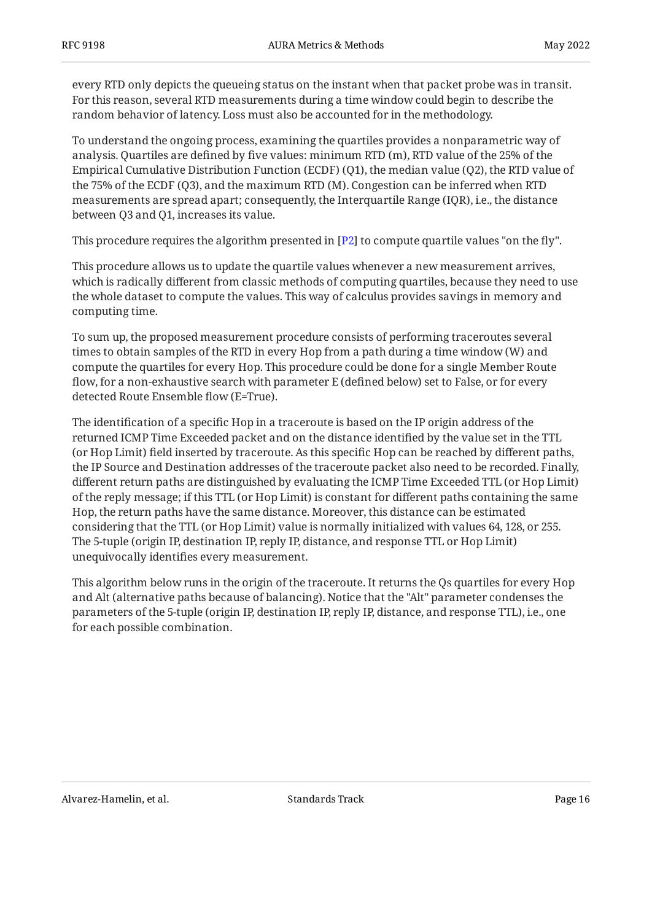every RTD only depicts the queueing status on the instant when that packet probe was in transit. For this reason, several RTD measurements during a time window could begin to describe the random behavior of latency. Loss must also be accounted for in the methodology.

To understand the ongoing process, examining the quartiles provides a nonparametric way of analysis. Quartiles are defined by five values: minimum RTD (m), RTD value of the 25% of the Empirical Cumulative Distribution Function (ECDF) (Q1), the median value (Q2), the RTD value of the 75% of the ECDF (Q3), and the maximum RTD (M). Congestion can be inferred when RTD measurements are spread apart; consequently, the Interquartile Range (IQR), i.e., the distance between Q3 and Q1, increases its value.

This procedure requires the algorithm presented in [P2] to compute quartile values "on the fly".

This procedure allows us to update the quartile values whenever a new measurement arrives, which is radically different from classic methods of computing quartiles, because they need to use the whole dataset to compute the values. This way of calculus provides savings in memory and computing time.

To sum up, the proposed measurement procedure consists of performing traceroutes several times to obtain samples of the RTD in every Hop from a path during a time window (W) and compute the quartiles for every Hop. This procedure could be done for a single Member Route flow, for a non-exhaustive search with parameter E (defined below) set to False, or for every detected Route Ensemble flow (E=True).

The identification of a specific Hop in a traceroute is based on the IP origin address of the returned ICMP Time Exceeded packet and on the distance identified by the value set in the TTL (or Hop Limit) field inserted by traceroute. As this specific Hop can be reached by different paths, the IP Source and Destination addresses of the traceroute packet also need to be recorded. Finally, different return paths are distinguished by evaluating the ICMP Time Exceeded TTL (or Hop Limit) of the reply message; if this TTL (or Hop Limit) is constant for different paths containing the same Hop, the return paths have the same distance. Moreover, this distance can be estimated considering that the TTL (or Hop Limit) value is normally initialized with values 64, 128, or 255. The 5-tuple (origin IP, destination IP, reply IP, distance, and response TTL or Hop Limit) unequivocally identifies every measurement.

This algorithm below runs in the origin of the traceroute. It returns the Qs quartiles for every Hop and Alt (alternative paths because of balancing). Notice that the "Alt" parameter condenses the parameters of the 5-tuple (origin IP, destination IP, reply IP, distance, and response TTL), i.e., one for each possible combination.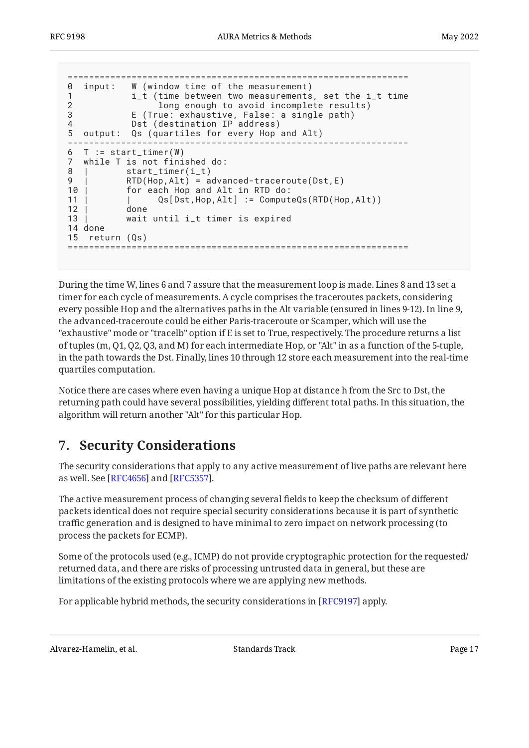```
================================================================
0  input:   W (window time of the measurement)
1           i_t (time between two measurements, set the i_t time
2                long enough to avoid incomplete results)
3           E (True: exhaustive, False: a single path)
4           Dst (destination IP address)
5  output:  Qs (quartiles for every Hop and Alt)
----------------------------------------------------------------
6  T := start_timer(W)
7  while T is not finished do:
8  |       start_timer(i_t)
9  |       RTD(Hop,Alt) = advanced-traceroute(Dst,E)
10 |       for each Hop and Alt in RTD do:
11 |       |     Qs[Dst,Hop,Alt] := ComputeQs(RTD(Hop,Alt))
12 |       done
13 |       wait until i_t timer is expired
14 done
15  return (Qs)
================================================================
```

During the time W, lines 6 and 7 assure that the measurement loop is made. Lines 8 and 13 set a timer for each cycle of measurements. A cycle comprises the traceroutes packets, considering every possible Hop and the alternatives paths in the Alt variable (ensured in lines 9-12). In line 9, the advanced-traceroute could be either Paris-traceroute or Scamper, which will use the "exhaustive" mode or "tracelb" option if E is set to True, respectively. The procedure returns a list of tuples (m, Q1, Q2, Q3, and M) for each intermediate Hop, or "Alt" in as a function of the 5-tuple, in the path towards the Dst. Finally, lines 10 through 12 store each measurement into the real-time quartiles computation.

Notice there are cases where even having a unique Hop at distance h from the Src to Dst, the returning path could have several possibilities, yielding different total paths. In this situation, the algorithm will return another "Alt" for this particular Hop.

## 7. Security Considerations

The security considerations that apply to any active measurement of live paths are relevant here as well. See [RFC4656] and [RFC5357].

The active measurement process of changing several fields to keep the checksum of different packets identical does not require special security considerations because it is part of synthetic traffic generation and is designed to have minimal to zero impact on network processing (to process the packets for ECMP).

Some of the protocols used (e.g., ICMP) do not provide cryptographic protection for the requested/returned data, and there are risks of processing untrusted data in general, but these are limitations of the existing protocols where we are applying new methods.

For applicable hybrid methods, the security considerations in [RFC9197] apply.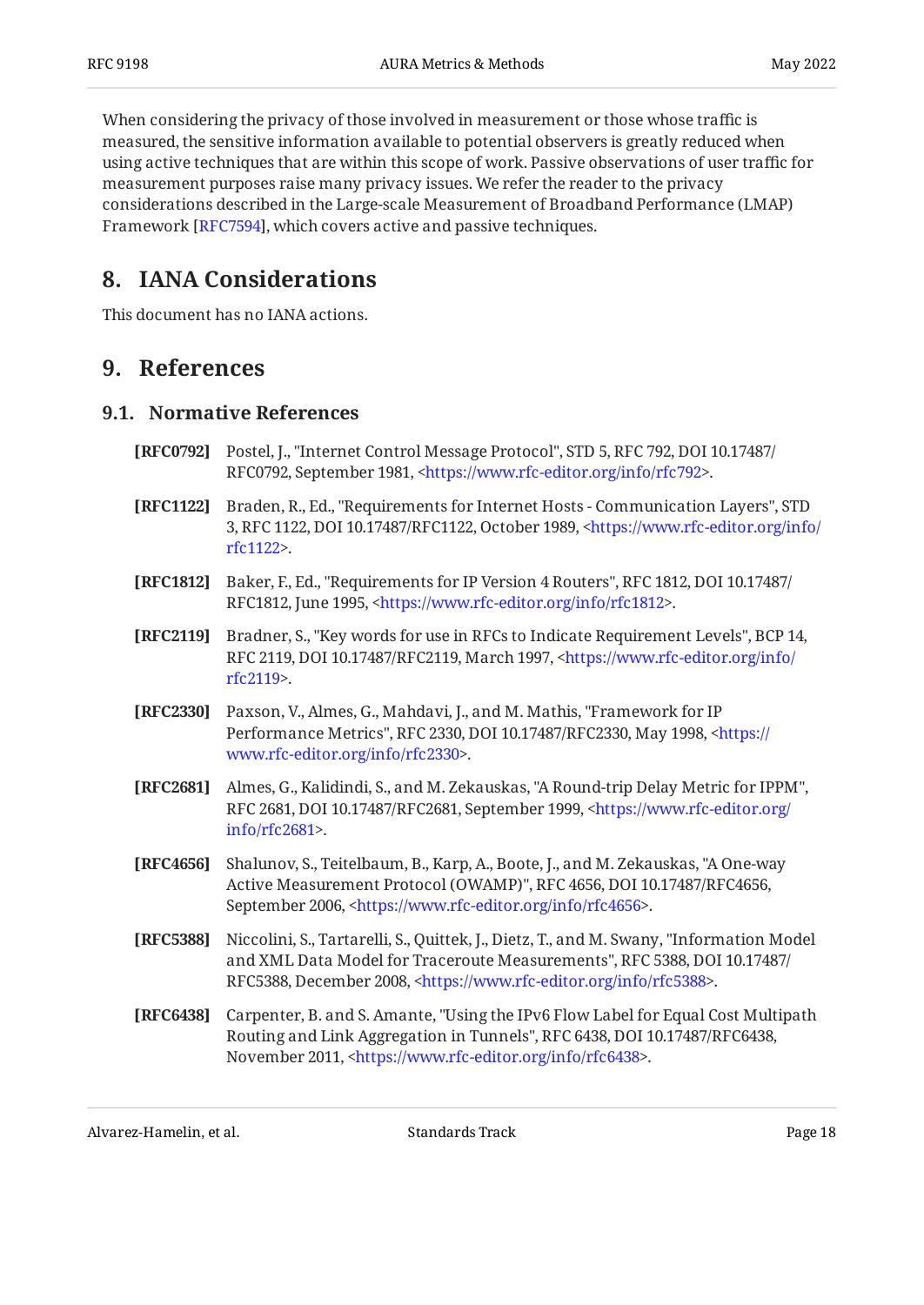When considering the privacy of those involved in measurement or those whose traffic is measured, the sensitive information available to potential observers is greatly reduced when using active techniques that are within this scope of work. Passive observations of user traffic for measurement purposes raise many privacy issues. We refer the reader to the privacy considerations described in the Large-scale Measurement of Broadband Performance (LMAP) Framework [RFC7594], which covers active and passive techniques.

## 8. IANA Considerations

This document has no IANA actions.

## 9. References

### 9.1. Normative References

**[RFC0792]** Postel, J., "Internet Control Message Protocol", STD 5, RFC 792, DOI 10.17487/RFC0792, September 1981, <https://www.rfc-editor.org/info/rfc792>.

**[RFC1122]** Braden, R., Ed., "Requirements for Internet Hosts - Communication Layers", STD 3, RFC 1122, DOI 10.17487/RFC1122, October 1989, <https://www.rfc-editor.org/info/rfc1122>.

**[RFC1812]** Baker, F., Ed., "Requirements for IP Version 4 Routers", RFC 1812, DOI 10.17487/RFC1812, June 1995, <https://www.rfc-editor.org/info/rfc1812>.

**[RFC2119]** Bradner, S., "Key words for use in RFCs to Indicate Requirement Levels", BCP 14, RFC 2119, DOI 10.17487/RFC2119, March 1997, <https://www.rfc-editor.org/info/rfc2119>.

**[RFC2330]** Paxson, V., Almes, G., Mahdavi, J., and M. Mathis, "Framework for IP Performance Metrics", RFC 2330, DOI 10.17487/RFC2330, May 1998, <https://www.rfc-editor.org/info/rfc2330>.

**[RFC2681]** Almes, G., Kalidindi, S., and M. Zekauskas, "A Round-trip Delay Metric for IPPM", RFC 2681, DOI 10.17487/RFC2681, September 1999, <https://www.rfc-editor.org/info/rfc2681>.

**[RFC4656]** Shalunov, S., Teitelbaum, B., Karp, A., Boote, J., and M. Zekauskas, "A One-way Active Measurement Protocol (OWAMP)", RFC 4656, DOI 10.17487/RFC4656, September 2006, <https://www.rfc-editor.org/info/rfc4656>.

**[RFC5388]** Niccolini, S., Tartarelli, S., Quittek, J., Dietz, T., and M. Swany, "Information Model and XML Data Model for Traceroute Measurements", RFC 5388, DOI 10.17487/RFC5388, December 2008, <https://www.rfc-editor.org/info/rfc5388>.

**[RFC6438]** Carpenter, B. and S. Amante, "Using the IPv6 Flow Label for Equal Cost Multipath Routing and Link Aggregation in Tunnels", RFC 6438, DOI 10.17487/RFC6438, November 2011, <https://www.rfc-editor.org/info/rfc6438>.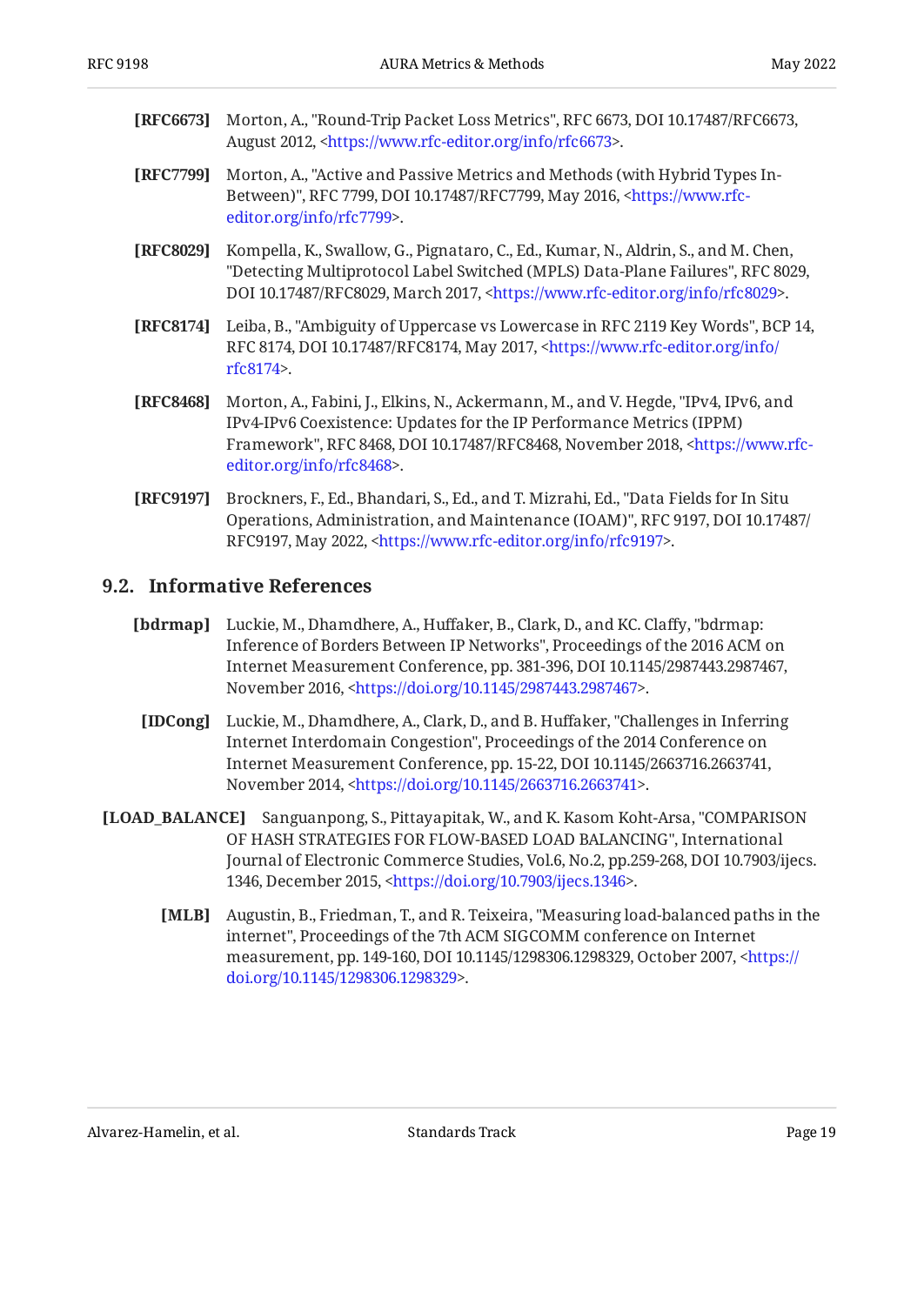**[RFC6673]** Morton, A., "Round-Trip Packet Loss Metrics", RFC 6673, DOI 10.17487/RFC6673, August 2012, <https://www.rfc-editor.org/info/rfc6673>.

**[RFC7799]** Morton, A., "Active and Passive Metrics and Methods (with Hybrid Types In-Between)", RFC 7799, DOI 10.17487/RFC7799, May 2016, <https://www.rfc-editor.org/info/rfc7799>.

**[RFC8029]** Kompella, K., Swallow, G., Pignataro, C., Ed., Kumar, N., Aldrin, S., and M. Chen, "Detecting Multiprotocol Label Switched (MPLS) Data-Plane Failures", RFC 8029, DOI 10.17487/RFC8029, March 2017, <https://www.rfc-editor.org/info/rfc8029>.

**[RFC8174]** Leiba, B., "Ambiguity of Uppercase vs Lowercase in RFC 2119 Key Words", BCP 14, RFC 8174, DOI 10.17487/RFC8174, May 2017, <https://www.rfc-editor.org/info/rfc8174>.

**[RFC8468]** Morton, A., Fabini, J., Elkins, N., Ackermann, M., and V. Hegde, "IPv4, IPv6, and IPv4-IPv6 Coexistence: Updates for the IP Performance Metrics (IPPM) Framework", RFC 8468, DOI 10.17487/RFC8468, November 2018, <https://www.rfc-editor.org/info/rfc8468>.

**[RFC9197]** Brockners, F., Ed., Bhandari, S., Ed., and T. Mizrahi, Ed., "Data Fields for In Situ Operations, Administration, and Maintenance (IOAM)", RFC 9197, DOI 10.17487/RFC9197, May 2022, <https://www.rfc-editor.org/info/rfc9197>.

## 9.2. Informative References

**[bdrmap]** Luckie, M., Dhamdhere, A., Huffaker, B., Clark, D., and KC. Claffy, "bdrmap: Inference of Borders Between IP Networks", Proceedings of the 2016 ACM on Internet Measurement Conference, pp. 381-396, DOI 10.1145/2987443.2987467, November 2016, <https://doi.org/10.1145/2987443.2987467>.

**[IDCong]** Luckie, M., Dhamdhere, A., Clark, D., and B. Huffaker, "Challenges in Inferring Internet Interdomain Congestion", Proceedings of the 2014 Conference on Internet Measurement Conference, pp. 15-22, DOI 10.1145/2663716.2663741, November 2014, <https://doi.org/10.1145/2663716.2663741>.

**[LOAD_BALANCE]** Sanguanpong, S., Pittayapitak, W., and K. Kasom Koht-Arsa, "COMPARISON OF HASH STRATEGIES FOR FLOW-BASED LOAD BALANCING", International Journal of Electronic Commerce Studies, Vol.6, No.2, pp.259-268, DOI 10.7903/ijecs.1346, December 2015, <https://doi.org/10.7903/ijecs.1346>.

**[MLB]** Augustin, B., Friedman, T., and R. Teixeira, "Measuring load-balanced paths in the internet", Proceedings of the 7th ACM SIGCOMM conference on Internet measurement, pp. 149-160, DOI 10.1145/1298306.1298329, October 2007, <https://doi.org/10.1145/1298306.1298329>.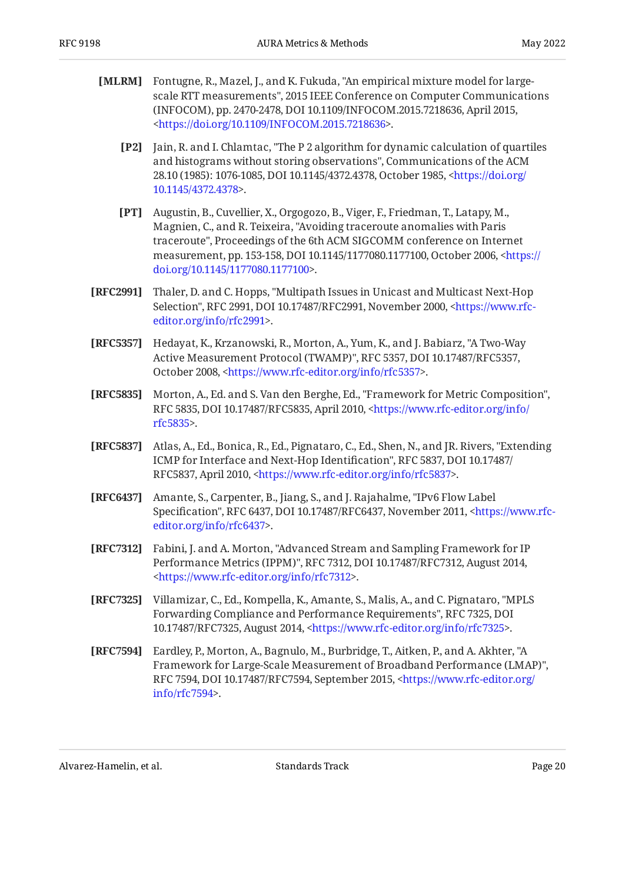**[MLRM]** Fontugne, R., Mazel, J., and K. Fukuda, "An empirical mixture model for large-scale RTT measurements", 2015 IEEE Conference on Computer Communications (INFOCOM), pp. 2470-2478, DOI 10.1109/INFOCOM.2015.7218636, April 2015, <https://doi.org/10.1109/INFOCOM.2015.7218636>.

**[P2]** Jain, R. and I. Chlamtac, "The P 2 algorithm for dynamic calculation of quartiles and histograms without storing observations", Communications of the ACM 28.10 (1985): 1076-1085, DOI 10.1145/4372.4378, October 1985, <https://doi.org/10.1145/4372.4378>.

**[PT]** Augustin, B., Cuvellier, X., Orgogozo, B., Viger, F., Friedman, T., Latapy, M., Magnien, C., and R. Teixeira, "Avoiding traceroute anomalies with Paris traceroute", Proceedings of the 6th ACM SIGCOMM conference on Internet measurement, pp. 153-158, DOI 10.1145/1177080.1177100, October 2006, <https://doi.org/10.1145/1177080.1177100>.

**[RFC2991]** Thaler, D. and C. Hopps, "Multipath Issues in Unicast and Multicast Next-Hop Selection", RFC 2991, DOI 10.17487/RFC2991, November 2000, <https://www.rfc-editor.org/info/rfc2991>.

**[RFC5357]** Hedayat, K., Krzanowski, R., Morton, A., Yum, K., and J. Babiarz, "A Two-Way Active Measurement Protocol (TWAMP)", RFC 5357, DOI 10.17487/RFC5357, October 2008, <https://www.rfc-editor.org/info/rfc5357>.

**[RFC5835]** Morton, A., Ed. and S. Van den Berghe, Ed., "Framework for Metric Composition", RFC 5835, DOI 10.17487/RFC5835, April 2010, <https://www.rfc-editor.org/info/rfc5835>.

**[RFC5837]** Atlas, A., Ed., Bonica, R., Ed., Pignataro, C., Ed., Shen, N., and JR. Rivers, "Extending ICMP for Interface and Next-Hop Identification", RFC 5837, DOI 10.17487/RFC5837, April 2010, <https://www.rfc-editor.org/info/rfc5837>.

**[RFC6437]** Amante, S., Carpenter, B., Jiang, S., and J. Rajahalme, "IPv6 Flow Label Specification", RFC 6437, DOI 10.17487/RFC6437, November 2011, <https://www.rfc-editor.org/info/rfc6437>.

**[RFC7312]** Fabini, J. and A. Morton, "Advanced Stream and Sampling Framework for IP Performance Metrics (IPPM)", RFC 7312, DOI 10.17487/RFC7312, August 2014, <https://www.rfc-editor.org/info/rfc7312>.

**[RFC7325]** Villamizar, C., Ed., Kompella, K., Amante, S., Malis, A., and C. Pignataro, "MPLS Forwarding Compliance and Performance Requirements", RFC 7325, DOI 10.17487/RFC7325, August 2014, <https://www.rfc-editor.org/info/rfc7325>.

**[RFC7594]** Eardley, P., Morton, A., Bagnulo, M., Burbridge, T., Aitken, P., and A. Akhter, "A Framework for Large-Scale Measurement of Broadband Performance (LMAP)", RFC 7594, DOI 10.17487/RFC7594, September 2015, <https://www.rfc-editor.org/info/rfc7594>.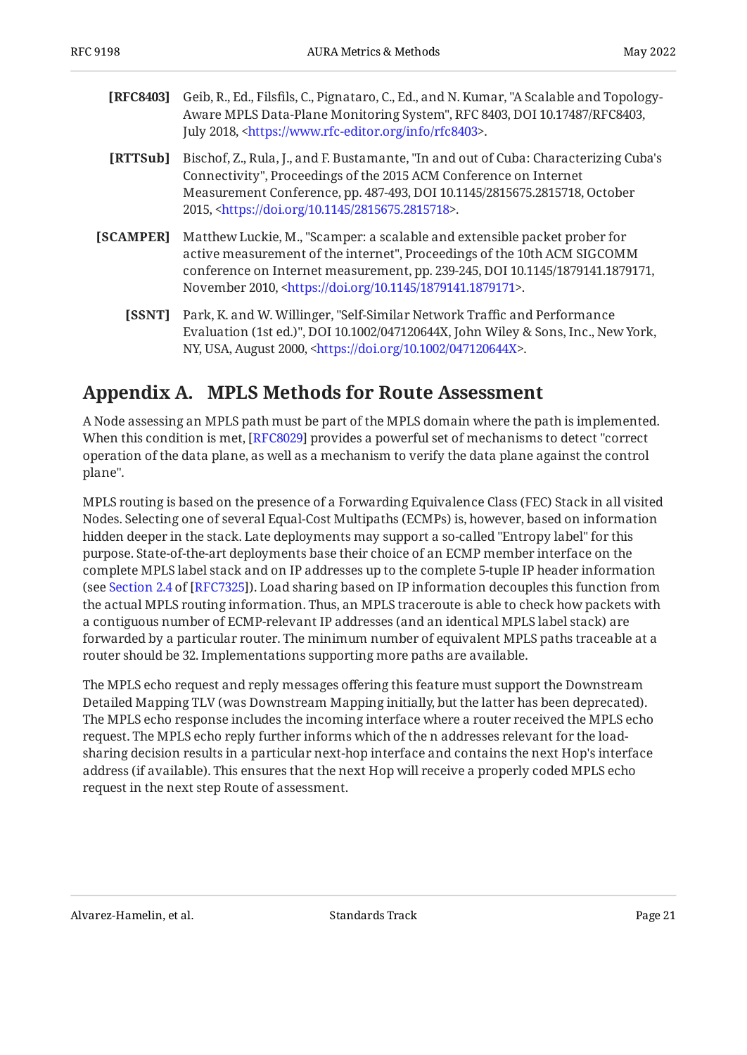**[RFC8403]** Geib, R., Ed., Filsfils, C., Pignataro, C., Ed., and N. Kumar, "A Scalable and Topology-Aware MPLS Data-Plane Monitoring System", RFC 8403, DOI 10.17487/RFC8403, July 2018, <https://www.rfc-editor.org/info/rfc8403>.

**[RTTSub]** Bischof, Z., Rula, J., and F. Bustamante, "In and out of Cuba: Characterizing Cuba's Connectivity", Proceedings of the 2015 ACM Conference on Internet Measurement Conference, pp. 487-493, DOI 10.1145/2815675.2815718, October 2015, <https://doi.org/10.1145/2815675.2815718>.

**[SCAMPER]** Matthew Luckie, M., "Scamper: a scalable and extensible packet prober for active measurement of the internet", Proceedings of the 10th ACM SIGCOMM conference on Internet measurement, pp. 239-245, DOI 10.1145/1879141.1879171, November 2010, <https://doi.org/10.1145/1879141.1879171>.

**[SSNT]** Park, K. and W. Willinger, "Self-Similar Network Traffic and Performance Evaluation (1st ed.)", DOI 10.1002/047120644X, John Wiley & Sons, Inc., New York, NY, USA, August 2000, <https://doi.org/10.1002/047120644X>.

# Appendix A. MPLS Methods for Route Assessment

A Node assessing an MPLS path must be part of the MPLS domain where the path is implemented. When this condition is met, [RFC8029] provides a powerful set of mechanisms to detect "correct operation of the data plane, as well as a mechanism to verify the data plane against the control plane".

MPLS routing is based on the presence of a Forwarding Equivalence Class (FEC) Stack in all visited Nodes. Selecting one of several Equal-Cost Multipaths (ECMPs) is, however, based on information hidden deeper in the stack. Late deployments may support a so-called "Entropy label" for this purpose. State-of-the-art deployments base their choice of an ECMP member interface on the complete MPLS label stack and on IP addresses up to the complete 5-tuple IP header information (see Section 2.4 of [RFC7325]). Load sharing based on IP information decouples this function from the actual MPLS routing information. Thus, an MPLS traceroute is able to check how packets with a contiguous number of ECMP-relevant IP addresses (and an identical MPLS label stack) are forwarded by a particular router. The minimum number of equivalent MPLS paths traceable at a router should be 32. Implementations supporting more paths are available.

The MPLS echo request and reply messages offering this feature must support the Downstream Detailed Mapping TLV (was Downstream Mapping initially, but the latter has been deprecated). The MPLS echo response includes the incoming interface where a router received the MPLS echo request. The MPLS echo reply further informs which of the n addresses relevant for the load-sharing decision results in a particular next-hop interface and contains the next Hop's interface address (if available). This ensures that the next Hop will receive a properly coded MPLS echo request in the next step Route of assessment.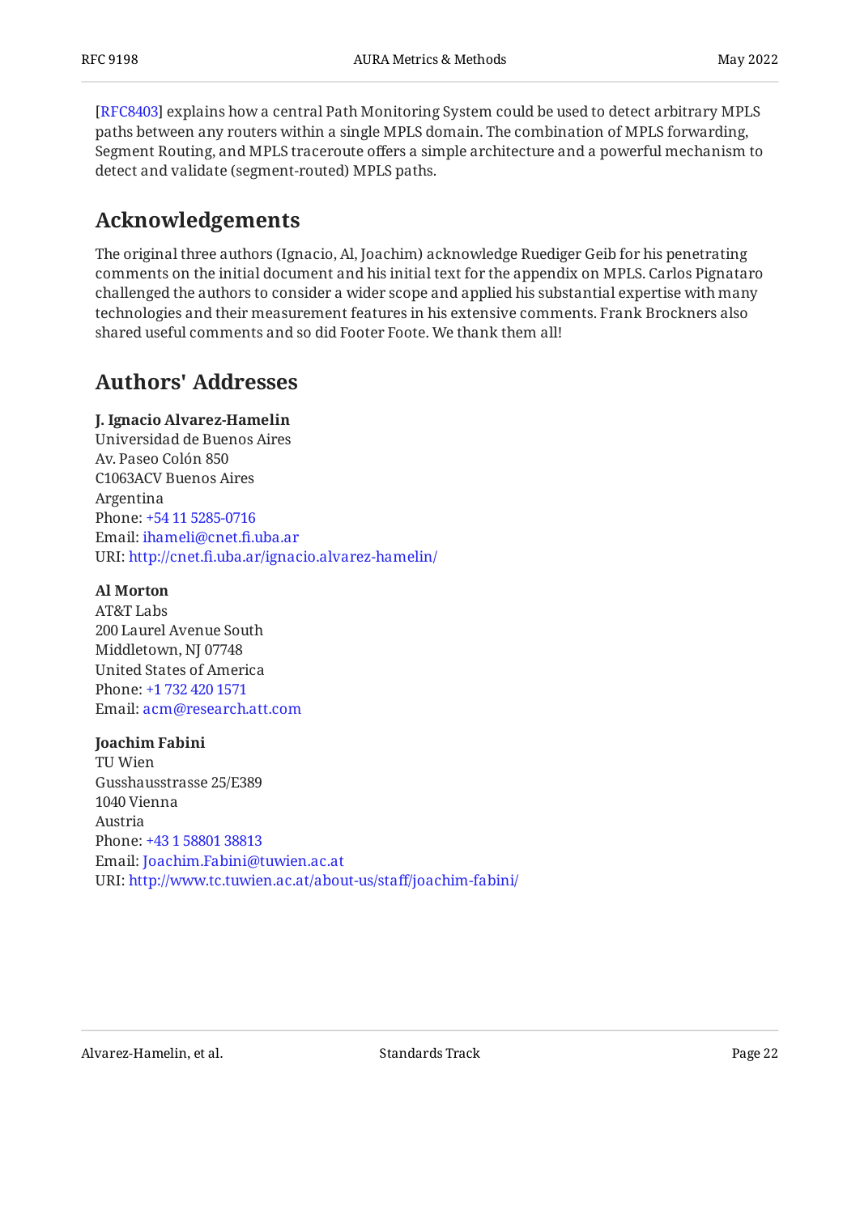[RFC8403] explains how a central Path Monitoring System could be used to detect arbitrary MPLS paths between any routers within a single MPLS domain. The combination of MPLS forwarding, Segment Routing, and MPLS traceroute offers a simple architecture and a powerful mechanism to detect and validate (segment-routed) MPLS paths.

## Acknowledgements

The original three authors (Ignacio, Al, Joachim) acknowledge Ruediger Geib for his penetrating comments on the initial document and his initial text for the appendix on MPLS. Carlos Pignataro challenged the authors to consider a wider scope and applied his substantial expertise with many technologies and their measurement features in his extensive comments. Frank Brockners also shared useful comments and so did Footer Foote. We thank them all!

## Authors' Addresses

**J. Ignacio Alvarez-Hamelin**
Universidad de Buenos Aires
Av. Paseo Colón 850
C1063ACV Buenos Aires
Argentina
Phone: +54 11 5285-0716
Email: ihameli@cnet.fi.uba.ar
URI: http://cnet.fi.uba.ar/ignacio.alvarez-hamelin/

**Al Morton**
AT&T Labs
200 Laurel Avenue South
Middletown, NJ 07748
United States of America
Phone: +1 732 420 1571
Email: acm@research.att.com

**Joachim Fabini**
TU Wien
Gusshausstrasse 25/E389
1040 Vienna
Austria
Phone: +43 1 58801 38813
Email: Joachim.Fabini@tuwien.ac.at
URI: http://www.tc.tuwien.ac.at/about-us/staff/joachim-fabini/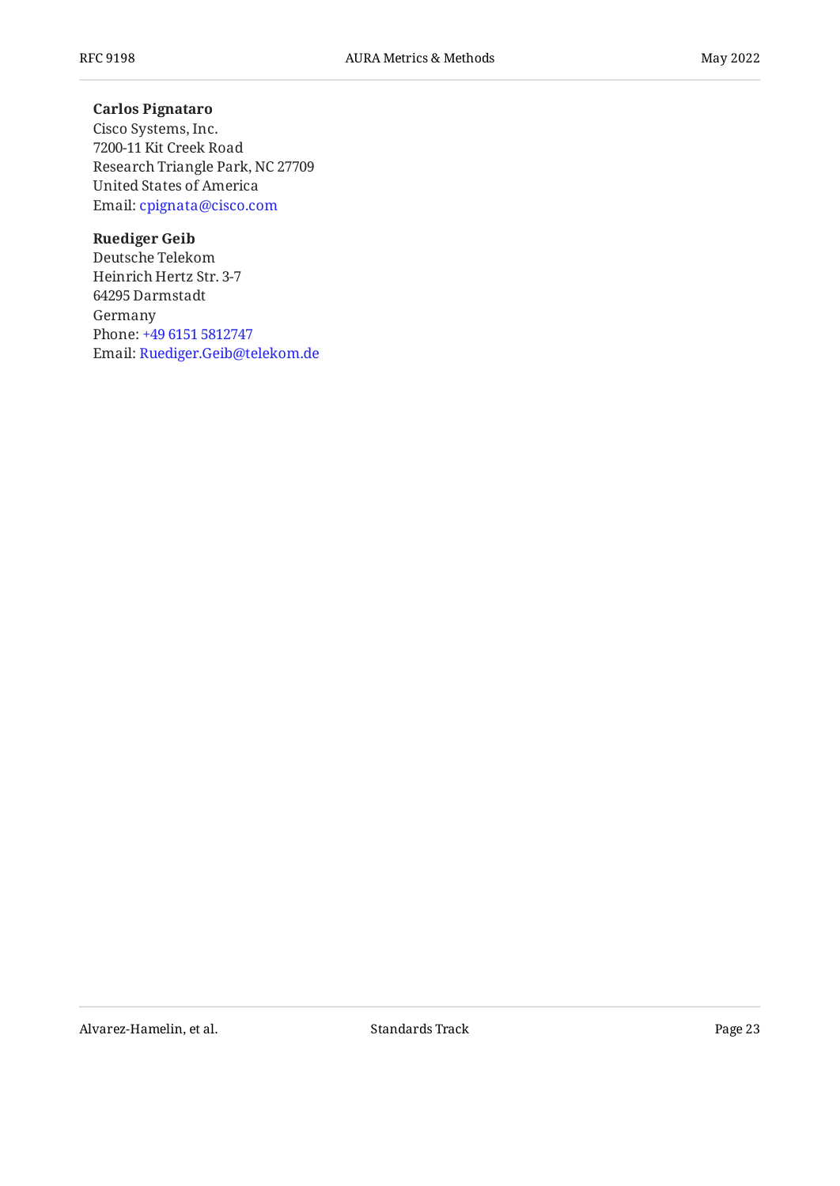**Carlos Pignataro**
Cisco Systems, Inc.
7200-11 Kit Creek Road
Research Triangle Park, NC 27709
United States of America
Email: cpignata@cisco.com

**Ruediger Geib**
Deutsche Telekom
Heinrich Hertz Str. 3-7
64295 Darmstadt
Germany
Phone: +49 6151 5812747
Email: Ruediger.Geib@telekom.de